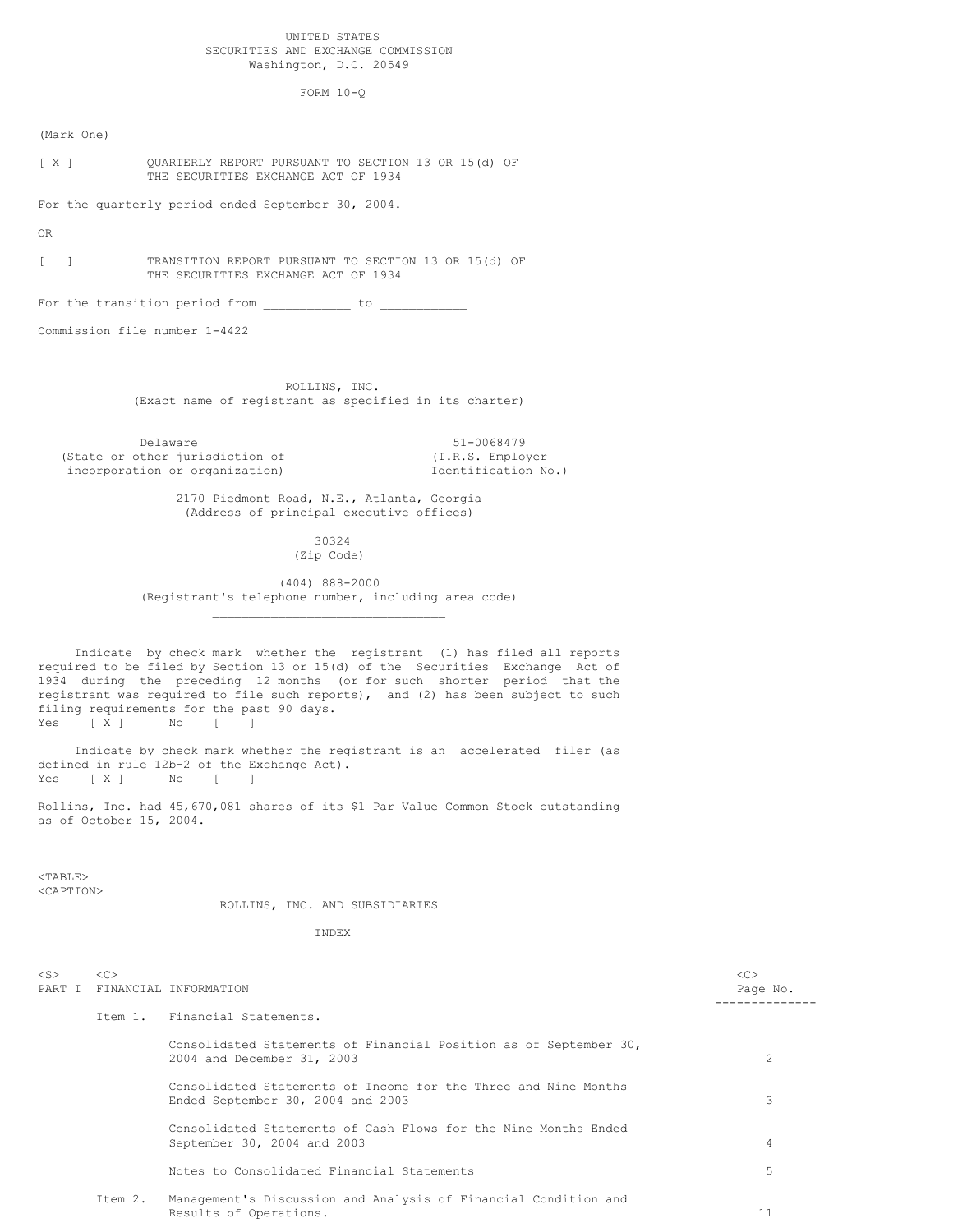UNITED STATES
SECURITIES AND EXCHANGE COMMISSION
Washington, D.C. 20549

FORM 10-Q

(Mark One)

[ X ] QUARTERLY REPORT PURSUANT TO SECTION 13 OR 15(d) OF THE SECURITIES EXCHANGE ACT OF 1934

For the quarterly period ended September 30, 2004.

OR

[ ] TRANSITION REPORT PURSUANT TO SECTION 13 OR 15(d) OF THE SECURITIES EXCHANGE ACT OF 1934

For the transition period from ___________ to ___________

Commission file number 1-4422

ROLLINS, INC.
(Exact name of registrant as specified in its charter)

| Delaware | 51-0068479 |
|---|---|
| (State or other jurisdiction of incorporation or organization) | (I.R.S. Employer Identification No.) |

2170 Piedmont Road, N.E., Atlanta, Georgia
(Address of principal executive offices)

30324
(Zip Code)

(404) 888-2000
(Registrant's telephone number, including area code)

Indicate by check mark whether the registrant (1) has filed all reports required to be filed by Section 13 or 15(d) of the Securities Exchange Act of 1934 during the preceding 12 months (or for such shorter period that the registrant was required to file such reports), and (2) has been subject to such filing requirements for the past 90 days.
Yes [ X ] No [ ]

Indicate by check mark whether the registrant is an accelerated filer (as defined in rule 12b-2 of the Exchange Act).
Yes [ X ] No [ ]

Rollins, Inc. had 45,670,081 shares of its $1 Par Value Common Stock outstanding as of October 15, 2004.

ROLLINS, INC. AND SUBSIDIARIES

INDEX

| | | | Page No. |
|---|---|---|---|
| PART I | FINANCIAL INFORMATION | | |
| | Item 1. | Financial Statements. | |
| | | Consolidated Statements of Financial Position as of September 30, 2004 and December 31, 2003 | 2 |
| | | Consolidated Statements of Income for the Three and Nine Months Ended September 30, 2004 and 2003 | 3 |
| | | Consolidated Statements of Cash Flows for the Nine Months Ended September 30, 2004 and 2003 | 4 |
| | | Notes to Consolidated Financial Statements | 5 |
| | Item 2. | Management's Discussion and Analysis of Financial Condition and Results of Operations. | 11 |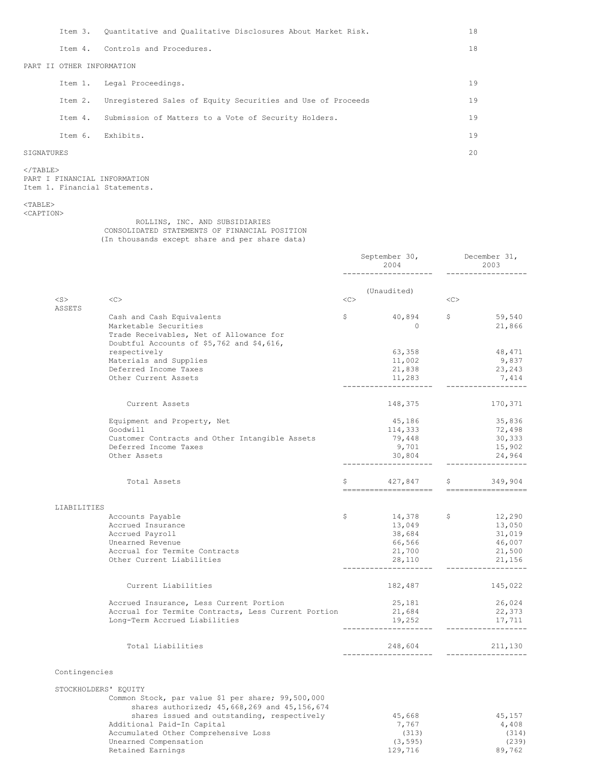| | | |
|---|---|---|
| Item 3. | Quantitative and Qualitative Disclosures About Market Risk. | 18 |
| Item 4. | Controls and Procedures. | 18 |
| PART II OTHER INFORMATION | | |
| Item 1. | Legal Proceedings. | 19 |
| Item 2. | Unregistered Sales of Equity Securities and Use of Proceeds | 19 |
| Item 4. | Submission of Matters to a Vote of Security Holders. | 19 |
| Item 6. | Exhibits. | 19 |
| SIGNATURES | | 20 |

PART I FINANCIAL INFORMATION

Item 1. Financial Statements.

ROLLINS, INC. AND SUBSIDIARIES
CONSOLIDATED STATEMENTS OF FINANCIAL POSITION
(In thousands except share and per share data)

| | September 30, 2004 | December 31, 2003 |
|---|---|---|
| | (Unaudited) | |
| **ASSETS** | | |
| Cash and Cash Equivalents | $ 40,894 | $ 59,540 |
| Marketable Securities | 0 | 21,866 |
| Trade Receivables, Net of Allowance for Doubtful Accounts of $5,762 and $4,616, respectively | 63,358 | 48,471 |
| Materials and Supplies | 11,002 | 9,837 |
| Deferred Income Taxes | 21,838 | 23,243 |
| Other Current Assets | 11,283 | 7,414 |
| Current Assets | 148,375 | 170,371 |
| Equipment and Property, Net | 45,186 | 35,836 |
| Goodwill | 114,333 | 72,498 |
| Customer Contracts and Other Intangible Assets | 79,448 | 30,333 |
| Deferred Income Taxes | 9,701 | 15,902 |
| Other Assets | 30,804 | 24,964 |
| Total Assets | $ 427,847 | $ 349,904 |
| **LIABILITIES** | | |
| Accounts Payable | $ 14,378 | $ 12,290 |
| Accrued Insurance | 13,049 | 13,050 |
| Accrued Payroll | 38,684 | 31,019 |
| Unearned Revenue | 66,566 | 46,007 |
| Accrual for Termite Contracts | 21,700 | 21,500 |
| Other Current Liabilities | 28,110 | 21,156 |
| Current Liabilities | 182,487 | 145,022 |
| Accrued Insurance, Less Current Portion | 25,181 | 26,024 |
| Accrual for Termite Contracts, Less Current Portion | 21,684 | 22,373 |
| Long-Term Accrued Liabilities | 19,252 | 17,711 |
| Total Liabilities | 248,604 | 211,130 |
| Contingencies | | |
| **STOCKHOLDERS' EQUITY** | | |
| Common Stock, par value $1 per share; 99,500,000 shares authorized; 45,668,269 and 45,156,674 shares issued and outstanding, respectively | 45,668 | 45,157 |
| Additional Paid-In Capital | 7,767 | 4,408 |
| Accumulated Other Comprehensive Loss | (313) | (314) |
| Unearned Compensation | (3,595) | (239) |
| Retained Earnings | 129,716 | 89,762 |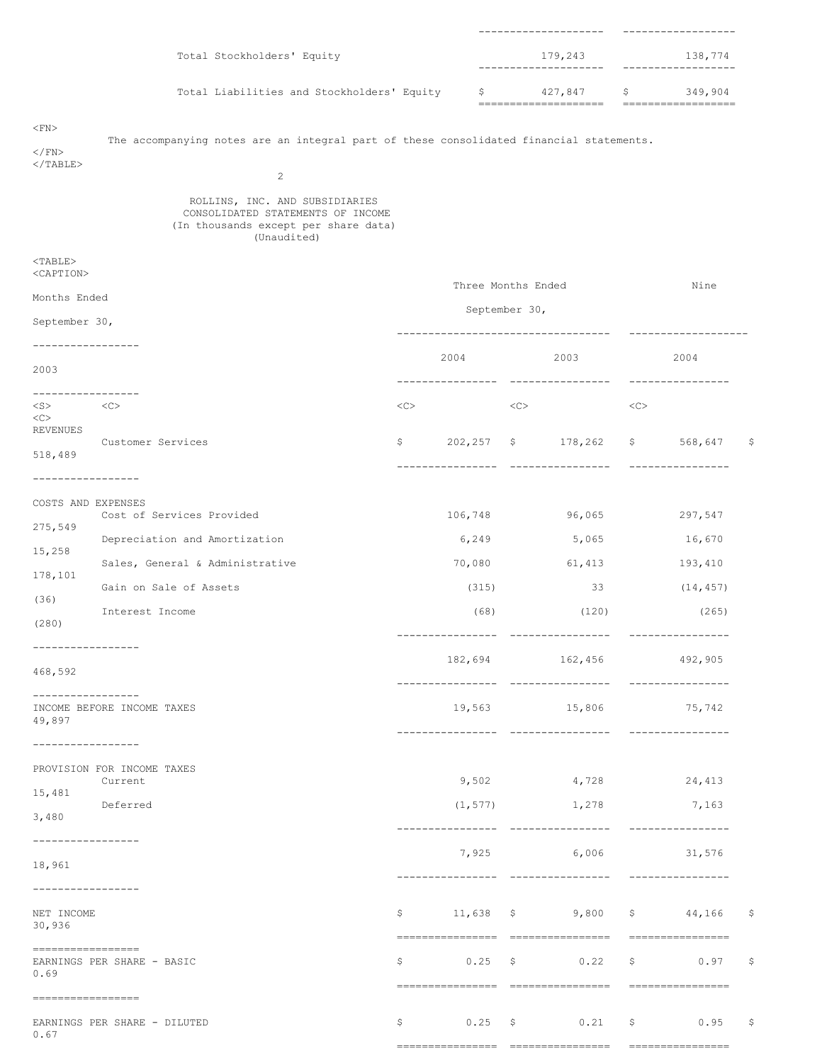| | | |
|---|---|---|
| Total Stockholders' Equity | 179,243 | 138,774 |
| Total Liabilities and Stockholders' Equity | $ 427,847 | $ 349,904 |

The accompanying notes are an integral part of these consolidated financial statements.

ROLLINS, INC. AND SUBSIDIARIES
CONSOLIDATED STATEMENTS OF INCOME
(In thousands except per share data)
(Unaudited)

| | Three Months Ended September 30, | | Nine Months Ended September 30, | |
|---|---|---|---|---|
| | 2004 | 2003 | 2004 | 2003 |
| **REVENUES** | | | | |
| Customer Services | $ 202,257 | $ 178,262 | $ 568,647 | $ 518,489 |
| **COSTS AND EXPENSES** | | | | |
| Cost of Services Provided | 106,748 | 96,065 | 297,547 | 275,549 |
| Depreciation and Amortization | 6,249 | 5,065 | 16,670 | 15,258 |
| Sales, General & Administrative | 70,080 | 61,413 | 193,410 | 178,101 |
| Gain on Sale of Assets | (315) | 33 | (14,457) | (36) |
| Interest Income | (68) | (120) | (265) | (280) |
| | 182,694 | 162,456 | 492,905 | 468,592 |
| INCOME BEFORE INCOME TAXES | 19,563 | 15,806 | 75,742 | 49,897 |
| **PROVISION FOR INCOME TAXES** | | | | |
| Current | 9,502 | 4,728 | 24,413 | 15,481 |
| Deferred | (1,577) | 1,278 | 7,163 | 3,480 |
| | 7,925 | 6,006 | 31,576 | 18,961 |
| NET INCOME | $ 11,638 | $ 9,800 | $ 44,166 | $ 30,936 |
| EARNINGS PER SHARE - BASIC | $ 0.25 | $ 0.22 | $ 0.97 | $ 0.69 |
| EARNINGS PER SHARE - DILUTED | $ 0.25 | $ 0.21 | $ 0.95 | $ 0.67 |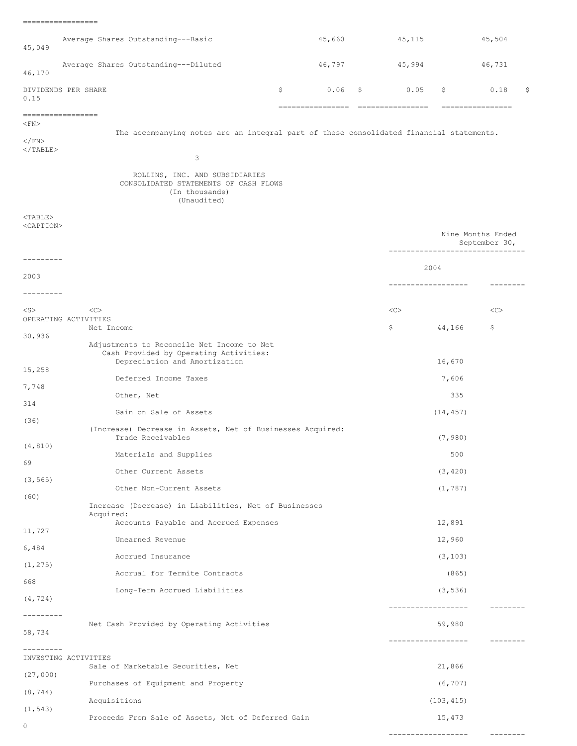| | | | | |
|---|---|---|---|---|
| Average Shares Outstanding---Basic | 45,660 | 45,115 | 45,504 | 45,049 |
| Average Shares Outstanding---Diluted | 46,797 | 45,994 | 46,731 | 46,170 |
| DIVIDENDS PER SHARE | $ 0.06 | $ 0.05 | $ 0.18 | $ 0.15 |

The accompanying notes are an integral part of these consolidated financial statements.

ROLLINS, INC. AND SUBSIDIARIES
CONSOLIDATED STATEMENTS OF CASH FLOWS
(In thousands)
(Unaudited)

| | Nine Months Ended September 30, | |
|---|---|---|
| | 2004 | 2003 |
| **OPERATING ACTIVITIES** | | |
| Net Income | $ 44,166 | $ 30,936 |
| Adjustments to Reconcile Net Income to Net Cash Provided by Operating Activities: | | |
| Depreciation and Amortization | 16,670 | 15,258 |
| Deferred Income Taxes | 7,606 | 7,748 |
| Other, Net | 335 | 314 |
| Gain on Sale of Assets | (14,457) | (36) |
| (Increase) Decrease in Assets, Net of Businesses Acquired: | | |
| Trade Receivables | (7,980) | (4,810) |
| Materials and Supplies | 500 | 69 |
| Other Current Assets | (3,420) | (3,565) |
| Other Non-Current Assets | (1,787) | (60) |
| Increase (Decrease) in Liabilities, Net of Businesses Acquired: | | |
| Accounts Payable and Accrued Expenses | 12,891 | 11,727 |
| Unearned Revenue | 12,960 | 6,484 |
| Accrued Insurance | (3,103) | (1,275) |
| Accrual for Termite Contracts | (865) | 668 |
| Long-Term Accrued Liabilities | (3,536) | (4,724) |
| Net Cash Provided by Operating Activities | 59,980 | 58,734 |
| **INVESTING ACTIVITIES** | | |
| Sale of Marketable Securities, Net | 21,866 | (27,000) |
| Purchases of Equipment and Property | (6,707) | (8,744) |
| Acquisitions | (103,415) | (1,543) |
| Proceeds From Sale of Assets, Net of Deferred Gain | 15,473 | 0 |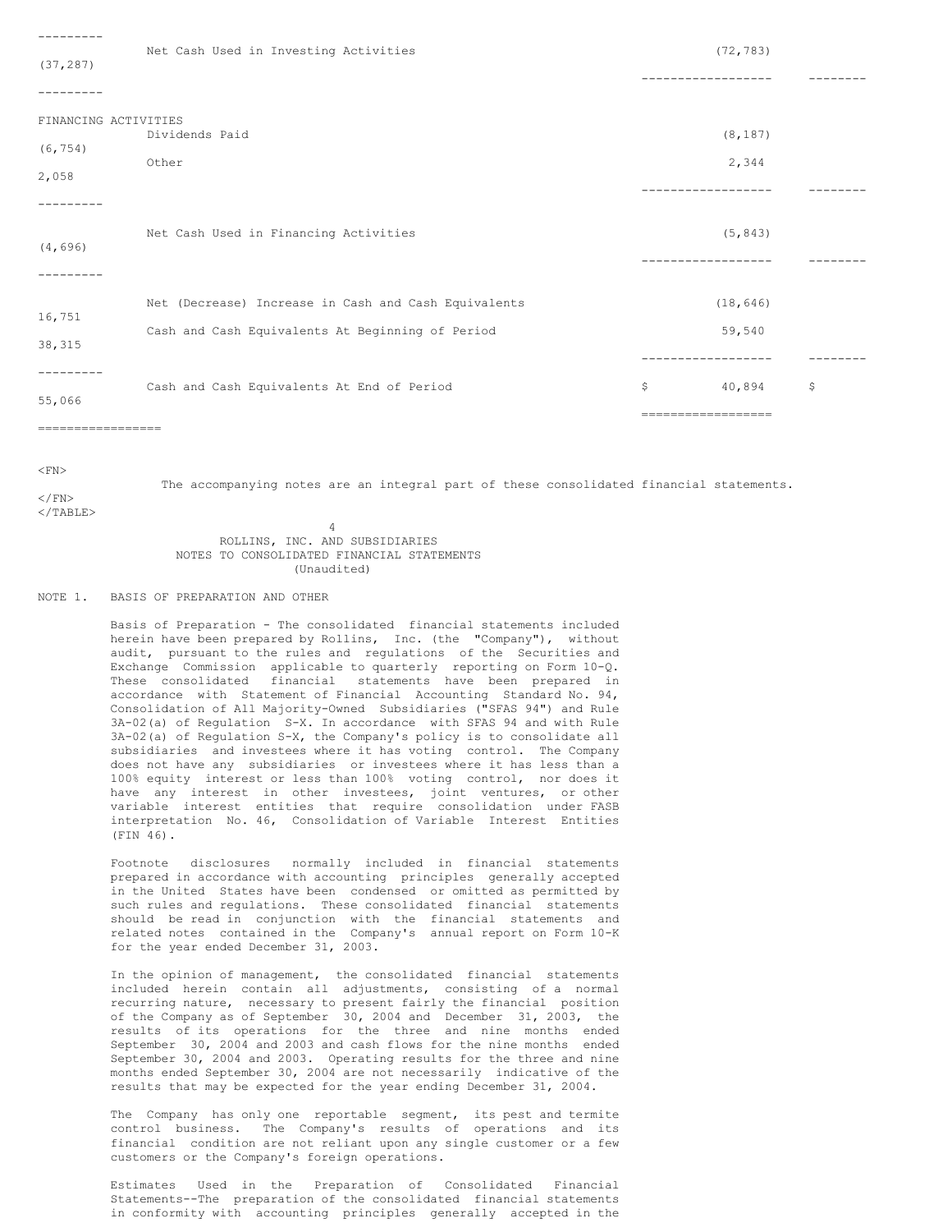| | 2004 | 2003 |
|---|---|---|
| Net Cash Used in Investing Activities | (72,783) | (37,287) |
| **FINANCING ACTIVITIES** | | |
| Dividends Paid | (8,187) | (6,754) |
| Other | 2,344 | 2,058 |
| Net Cash Used in Financing Activities | (5,843) | (4,696) |
| Net (Decrease) Increase in Cash and Cash Equivalents | (18,646) | 16,751 |
| Cash and Cash Equivalents At Beginning of Period | 59,540 | 38,315 |
| Cash and Cash Equivalents At End of Period | $ 40,894 | $ 55,066 |

The accompanying notes are an integral part of these consolidated financial statements.

## ROLLINS, INC. AND SUBSIDIARIES
## NOTES TO CONSOLIDATED FINANCIAL STATEMENTS
(Unaudited)

### NOTE 1. BASIS OF PREPARATION AND OTHER

Basis of Preparation - The consolidated financial statements included herein have been prepared by Rollins, Inc. (the "Company"), without audit, pursuant to the rules and regulations of the Securities and Exchange Commission applicable to quarterly reporting on Form 10-Q. These consolidated financial statements have been prepared in accordance with Statement of Financial Accounting Standard No. 94, Consolidation of All Majority-Owned Subsidiaries ("SFAS 94") and Rule 3A-02(a) of Regulation S-X. In accordance with SFAS 94 and with Rule 3A-02(a) of Regulation S-X, the Company's policy is to consolidate all subsidiaries and investees where it has voting control. The Company does not have any subsidiaries or investees where it has less than a 100% equity interest or less than 100% voting control, nor does it have any interest in other investees, joint ventures, or other variable interest entities that require consolidation under FASB interpretation No. 46, Consolidation of Variable Interest Entities (FIN 46).

Footnote disclosures normally included in financial statements prepared in accordance with accounting principles generally accepted in the United States have been condensed or omitted as permitted by such rules and regulations. These consolidated financial statements should be read in conjunction with the financial statements and related notes contained in the Company's annual report on Form 10-K for the year ended December 31, 2003.

In the opinion of management, the consolidated financial statements included herein contain all adjustments, consisting of a normal recurring nature, necessary to present fairly the financial position of the Company as of September 30, 2004 and December 31, 2003, the results of its operations for the three and nine months ended September 30, 2004 and 2003 and cash flows for the nine months ended September 30, 2004 and 2003. Operating results for the three and nine months ended September 30, 2004 are not necessarily indicative of the results that may be expected for the year ending December 31, 2004.

The Company has only one reportable segment, its pest and termite control business. The Company's results of operations and its financial condition are not reliant upon any single customer or a few customers or the Company's foreign operations.

Estimates Used in the Preparation of Consolidated Financial Statements--The preparation of the consolidated financial statements in conformity with accounting principles generally accepted in the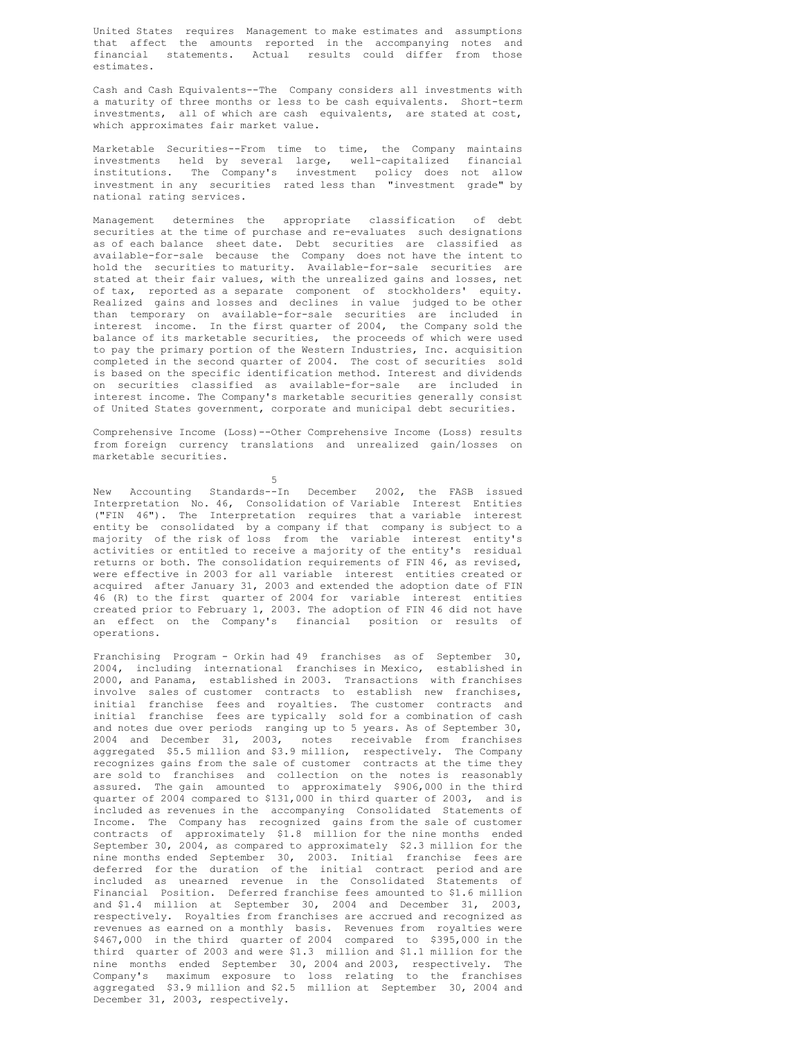United States requires Management to make estimates and assumptions that affect the amounts reported in the accompanying notes and financial statements. Actual results could differ from those estimates.

Cash and Cash Equivalents--The Company considers all investments with a maturity of three months or less to be cash equivalents. Short-term investments, all of which are cash equivalents, are stated at cost, which approximates fair market value.

Marketable Securities--From time to time, the Company maintains investments held by several large, well-capitalized financial institutions. The Company's investment policy does not allow investment in any securities rated less than "investment grade" by national rating services.

Management determines the appropriate classification of debt securities at the time of purchase and re-evaluates such designations as of each balance sheet date. Debt securities are classified as available-for-sale because the Company does not have the intent to hold the securities to maturity. Available-for-sale securities are stated at their fair values, with the unrealized gains and losses, net of tax, reported as a separate component of stockholders' equity. Realized gains and losses and declines in value judged to be other than temporary on available-for-sale securities are included in interest income. In the first quarter of 2004, the Company sold the balance of its marketable securities, the proceeds of which were used to pay the primary portion of the Western Industries, Inc. acquisition completed in the second quarter of 2004. The cost of securities sold is based on the specific identification method. Interest and dividends on securities classified as available-for-sale are included in interest income. The Company's marketable securities generally consist of United States government, corporate and municipal debt securities.

Comprehensive Income (Loss)--Other Comprehensive Income (Loss) results from foreign currency translations and unrealized gain/losses on marketable securities.

New Accounting Standards--In December 2002, the FASB issued Interpretation No. 46, Consolidation of Variable Interest Entities ("FIN 46"). The Interpretation requires that a variable interest entity be consolidated by a company if that company is subject to a majority of the risk of loss from the variable interest entity's activities or entitled to receive a majority of the entity's residual returns or both. The consolidation requirements of FIN 46, as revised, were effective in 2003 for all variable interest entities created or acquired after January 31, 2003 and extended the adoption date of FIN 46 (R) to the first quarter of 2004 for variable interest entities created prior to February 1, 2003. The adoption of FIN 46 did not have an effect on the Company's financial position or results of operations.

Franchising Program - Orkin had 49 franchises as of September 30, 2004, including international franchises in Mexico, established in 2000, and Panama, established in 2003. Transactions with franchises involve sales of customer contracts to establish new franchises, initial franchise fees and royalties. The customer contracts and initial franchise fees are typically sold for a combination of cash and notes due over periods ranging up to 5 years. As of September 30, 2004 and December 31, 2003, notes receivable from franchises aggregated $5.5 million and $3.9 million, respectively. The Company recognizes gains from the sale of customer contracts at the time they are sold to franchises and collection on the notes is reasonably assured. The gain amounted to approximately $906,000 in the third quarter of 2004 compared to $131,000 in third quarter of 2003, and is included as revenues in the accompanying Consolidated Statements of Income. The Company has recognized gains from the sale of customer contracts of approximately $1.8 million for the nine months ended September 30, 2004, as compared to approximately $2.3 million for the nine months ended September 30, 2003. Initial franchise fees are deferred for the duration of the initial contract period and are included as unearned revenue in the Consolidated Statements of Financial Position. Deferred franchise fees amounted to $1.6 million and $1.4 million at September 30, 2004 and December 31, 2003, respectively. Royalties from franchises are accrued and recognized as revenues as earned on a monthly basis. Revenues from royalties were $467,000 in the third quarter of 2004 compared to $395,000 in the third quarter of 2003 and were $1.3 million and $1.1 million for the nine months ended September 30, 2004 and 2003, respectively. The Company's maximum exposure to loss relating to the franchises aggregated $3.9 million and $2.5 million at September 30, 2004 and December 31, 2003, respectively.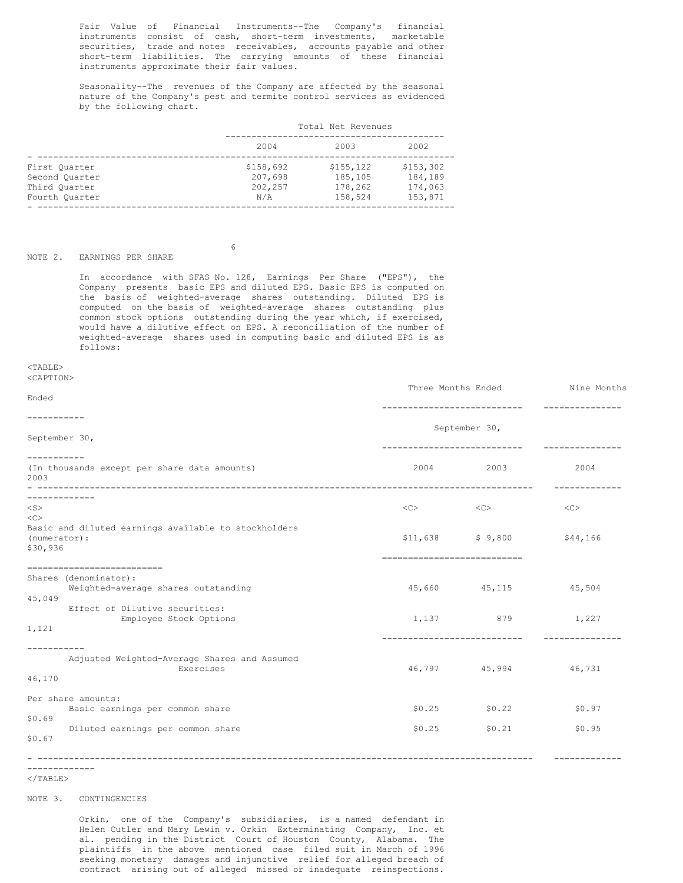Fair Value of Financial Instruments--The Company's financial instruments consist of cash, short-term investments, marketable securities, trade and notes receivables, accounts payable and other short-term liabilities. The carrying amounts of these financial instruments approximate their fair values.

Seasonality--The revenues of the Company are affected by the seasonal nature of the Company's pest and termite control services as evidenced by the following chart.

| | Total Net Revenues | | |
|---|---|---|---|
| | 2004 | 2003 | 2002 |
| First Quarter | $158,692 | $155,122 | $153,302 |
| Second Quarter | 207,698 | 185,105 | 184,189 |
| Third Quarter | 202,257 | 178,262 | 174,063 |
| Fourth Quarter | N/A | 158,524 | 153,871 |

## NOTE 2. EARNINGS PER SHARE

In accordance with SFAS No. 128, Earnings Per Share ("EPS"), the Company presents basic EPS and diluted EPS. Basic EPS is computed on the basis of weighted-average shares outstanding. Diluted EPS is computed on the basis of weighted-average shares outstanding plus common stock options outstanding during the year which, if exercised, would have a dilutive effect on EPS. A reconciliation of the number of weighted-average shares used in computing basic and diluted EPS is as follows:

| | Three Months Ended September 30, | | Nine Months Ended September 30, | |
|---|---|---|---|---|
| (In thousands except per share data amounts) | 2004 | 2003 | 2004 | 2003 |
| Basic and diluted earnings available to stockholders (numerator): | $11,638 | $ 9,800 | $44,166 | $30,936 |
| Shares (denominator): | | | | |
| Weighted-average shares outstanding | 45,660 | 45,115 | 45,504 | 45,049 |
| Effect of Dilutive securities: | | | | |
| Employee Stock Options | 1,137 | 879 | 1,227 | 1,121 |
| Adjusted Weighted-Average Shares and Assumed Exercises | 46,797 | 45,994 | 46,731 | 46,170 |
| Per share amounts: | | | | |
| Basic earnings per common share | $0.25 | $0.22 | $0.97 | $0.69 |
| Diluted earnings per common share | $0.25 | $0.21 | $0.95 | $0.67 |

## NOTE 3. CONTINGENCIES

Orkin, one of the Company's subsidiaries, is a named defendant in Helen Cutler and Mary Lewin v. Orkin Exterminating Company, Inc. et al. pending in the District Court of Houston County, Alabama. The plaintiffs in the above mentioned case filed suit in March of 1996 seeking monetary damages and injunctive relief for alleged breach of contract arising out of alleged missed or inadequate reinspections.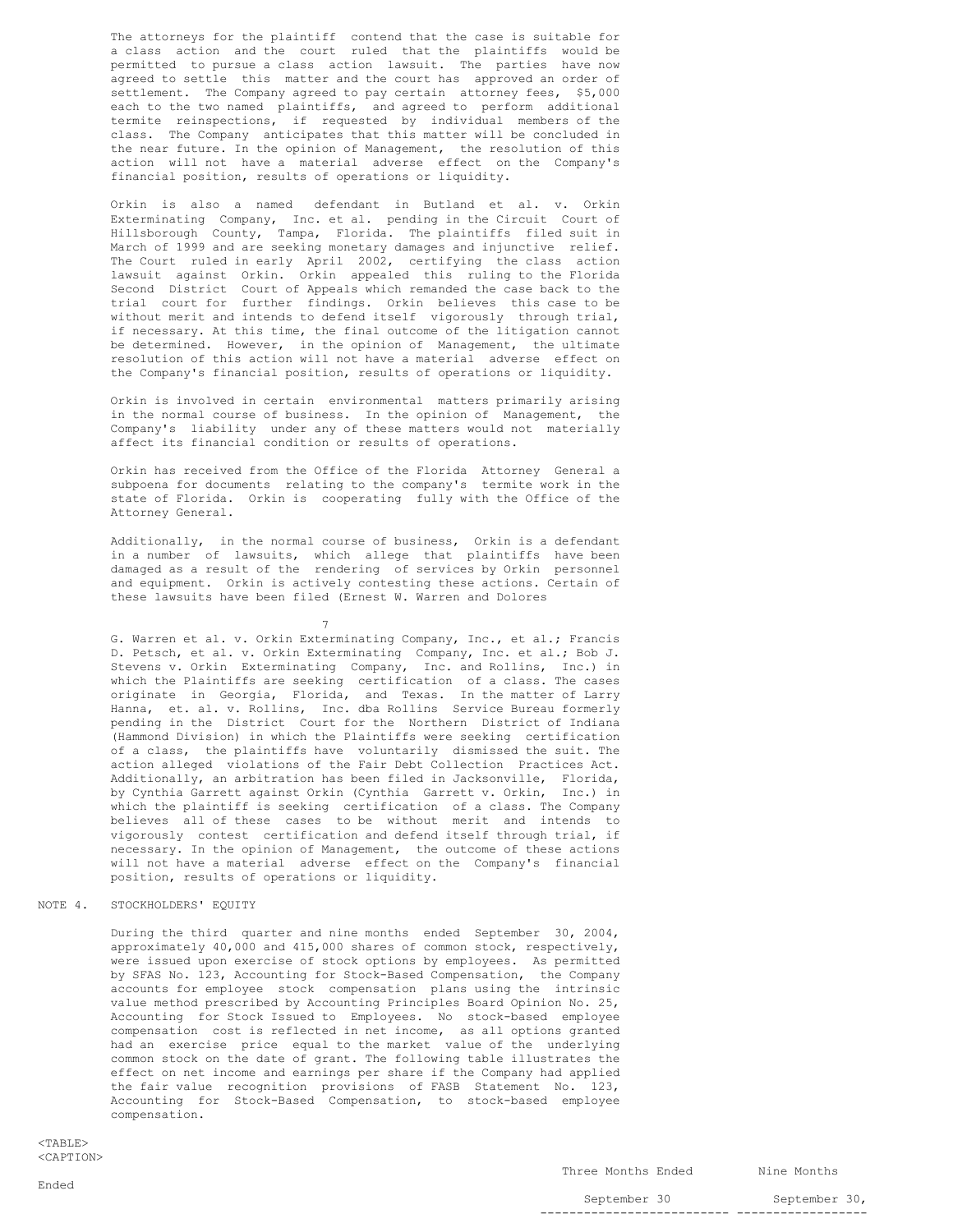The attorneys for the plaintiff contend that the case is suitable for a class action and the court ruled that the plaintiffs would be permitted to pursue a class action lawsuit. The parties have now agreed to settle this matter and the court has approved an order of settlement. The Company agreed to pay certain attorney fees, $5,000 each to the two named plaintiffs, and agreed to perform additional termite reinspections, if requested by individual members of the class. The Company anticipates that this matter will be concluded in the near future. In the opinion of Management, the resolution of this action will not have a material adverse effect on the Company's financial position, results of operations or liquidity.

Orkin is also a named defendant in Butland et al. v. Orkin Exterminating Company, Inc. et al. pending in the Circuit Court of Hillsborough County, Tampa, Florida. The plaintiffs filed suit in March of 1999 and are seeking monetary damages and injunctive relief. The Court ruled in early April 2002, certifying the class action lawsuit against Orkin. Orkin appealed this ruling to the Florida Second District Court of Appeals which remanded the case back to the trial court for further findings. Orkin believes this case to be without merit and intends to defend itself vigorously through trial, if necessary. At this time, the final outcome of the litigation cannot be determined. However, in the opinion of Management, the ultimate resolution of this action will not have a material adverse effect on the Company's financial position, results of operations or liquidity.

Orkin is involved in certain environmental matters primarily arising in the normal course of business. In the opinion of Management, the Company's liability under any of these matters would not materially affect its financial condition or results of operations.

Orkin has received from the Office of the Florida Attorney General a subpoena for documents relating to the company's termite work in the state of Florida. Orkin is cooperating fully with the Office of the Attorney General.

Additionally, in the normal course of business, Orkin is a defendant in a number of lawsuits, which allege that plaintiffs have been damaged as a result of the rendering of services by Orkin personnel and equipment. Orkin is actively contesting these actions. Certain of these lawsuits have been filed (Ernest W. Warren and Dolores G. Warren et al. v. Orkin Exterminating Company, Inc., et al.; Francis D. Petsch, et al. v. Orkin Exterminating Company, Inc. et al.; Bob J. Stevens v. Orkin Exterminating Company, Inc. and Rollins, Inc.) in which the Plaintiffs are seeking certification of a class. The cases originate in Georgia, Florida, and Texas. In the matter of Larry Hanna, et. al. v. Rollins, Inc. dba Rollins Service Bureau formerly pending in the District Court for the Northern District of Indiana (Hammond Division) in which the Plaintiffs were seeking certification of a class, the plaintiffs have voluntarily dismissed the suit. The action alleged violations of the Fair Debt Collection Practices Act. Additionally, an arbitration has been filed in Jacksonville, Florida, by Cynthia Garrett against Orkin (Cynthia Garrett v. Orkin, Inc.) in which the plaintiff is seeking certification of a class. The Company believes all of these cases to be without merit and intends to vigorously contest certification and defend itself through trial, if necessary. In the opinion of Management, the outcome of these actions will not have a material adverse effect on the Company's financial position, results of operations or liquidity.

## NOTE 4. STOCKHOLDERS' EQUITY

During the third quarter and nine months ended September 30, 2004, approximately 40,000 and 415,000 shares of common stock, respectively, were issued upon exercise of stock options by employees. As permitted by SFAS No. 123, Accounting for Stock-Based Compensation, the Company accounts for employee stock compensation plans using the intrinsic value method prescribed by Accounting Principles Board Opinion No. 25, Accounting for Stock Issued to Employees. No stock-based employee compensation cost is reflected in net income, as all options granted had an exercise price equal to the market value of the underlying common stock on the date of grant. The following table illustrates the effect on net income and earnings per share if the Company had applied the fair value recognition provisions of FASB Statement No. 123, Accounting for Stock-Based Compensation, to stock-based employee compensation.

| | Three Months Ended September 30 | Nine Months Ended September 30, |
|---|---|---|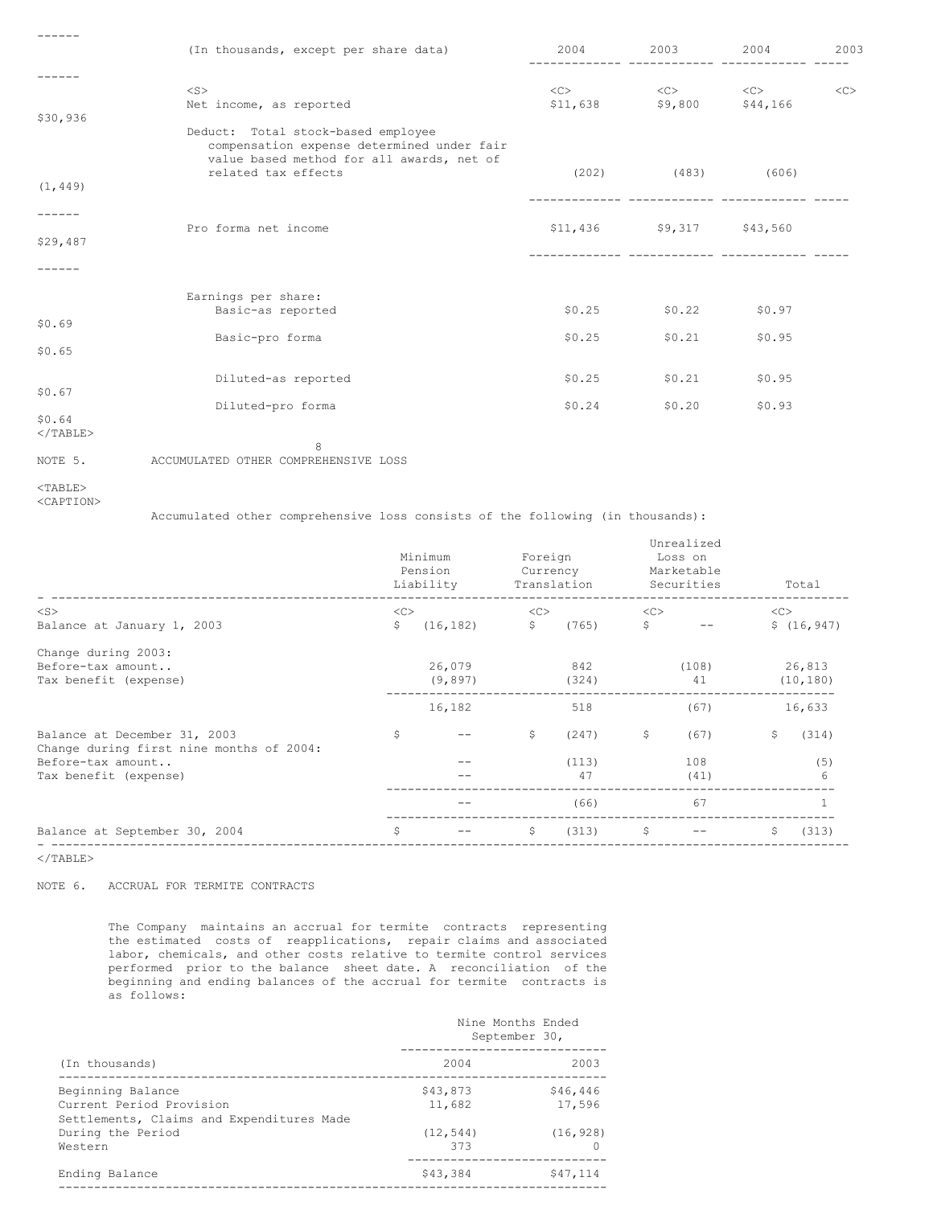| (In thousands, except per share data) | 2004 | 2003 | 2004 | 2003 |
|---|---|---|---|---|
| Net income, as reported | $11,638 | $9,800 | $44,166 | $30,936 |
| Deduct: Total stock-based employee compensation expense determined under fair value based method for all awards, net of related tax effects | (202) | (483) | (606) | (1,449) |
| Pro forma net income | $11,436 | $9,317 | $43,560 | $29,487 |
| Earnings per share: | | | | |
| Basic-as reported | $0.25 | $0.22 | $0.97 | $0.69 |
| Basic-pro forma | $0.25 | $0.21 | $0.95 | $0.65 |
| Diluted-as reported | $0.25 | $0.21 | $0.95 | $0.67 |
| Diluted-pro forma | $0.24 | $0.20 | $0.93 | $0.64 |

NOTE 5. ACCUMULATED OTHER COMPREHENSIVE LOSS

Accumulated other comprehensive loss consists of the following (in thousands):

| | Minimum Pension Liability | Foreign Currency Translation | Unrealized Loss on Marketable Securities | Total |
|---|---|---|---|---|
| Balance at January 1, 2003 | $ (16,182) | $ (765) | $ -- | $ (16,947) |
| Change during 2003: | | | | |
| Before-tax amount.. | 26,079 | 842 | (108) | 26,813 |
| Tax benefit (expense) | (9,897) | (324) | 41 | (10,180) |
| | 16,182 | 518 | (67) | 16,633 |
| Balance at December 31, 2003 | $ -- | $ (247) | $ (67) | $ (314) |
| Change during first nine months of 2004: | | | | |
| Before-tax amount.. | -- | (113) | 108 | (5) |
| Tax benefit (expense) | -- | 47 | (41) | 6 |
| | -- | (66) | 67 | 1 |
| Balance at September 30, 2004 | $ -- | $ (313) | $ -- | $ (313) |

NOTE 6. ACCRUAL FOR TERMITE CONTRACTS

The Company maintains an accrual for termite contracts representing the estimated costs of reapplications, repair claims and associated labor, chemicals, and other costs relative to termite control services performed prior to the balance sheet date. A reconciliation of the beginning and ending balances of the accrual for termite contracts is as follows:

| | Nine Months Ended September 30, | |
|---|---|---|
| (In thousands) | 2004 | 2003 |
| Beginning Balance | $43,873 | $46,446 |
| Current Period Provision | 11,682 | 17,596 |
| Settlements, Claims and Expenditures Made During the Period | (12,544) | (16,928) |
| Western | 373 | 0 |
| Ending Balance | $43,384 | $47,114 |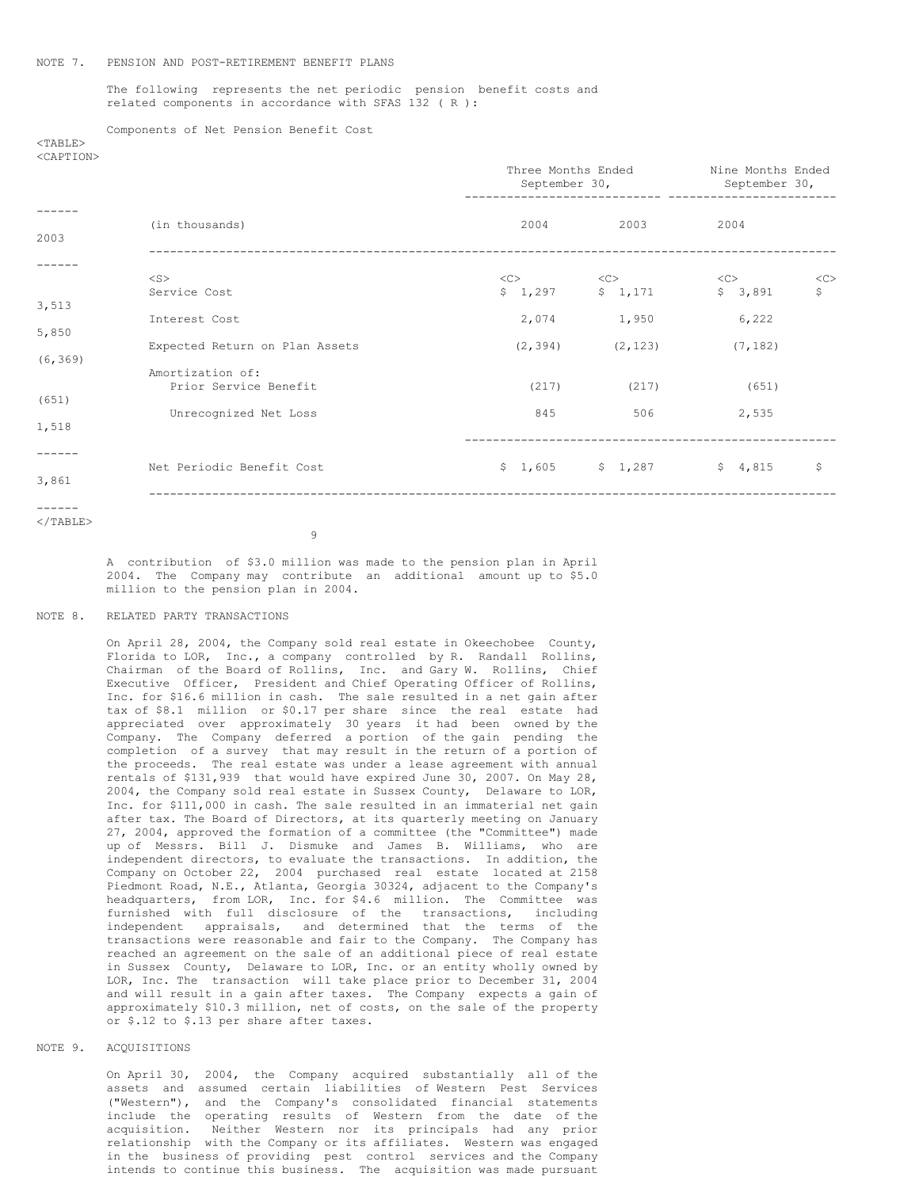NOTE 7. PENSION AND POST-RETIREMENT BENEFIT PLANS

The following represents the net periodic pension benefit costs and related components in accordance with SFAS 132 ( R ):

Components of Net Pension Benefit Cost

| (in thousands) | Three Months Ended September 30, 2004 | Three Months Ended September 30, 2003 | Nine Months Ended September 30, 2004 | Nine Months Ended September 30, 2003 |
|---|---|---|---|---|
| Service Cost | $ 1,297 | $ 1,171 | $ 3,891 | $ 3,513 |
| Interest Cost | 2,074 | 1,950 | 6,222 | 5,850 |
| Expected Return on Plan Assets | (2,394) | (2,123) | (7,182) | (6,369) |
| Amortization of: | | | | |
| Prior Service Benefit | (217) | (217) | (651) | (651) |
| Unrecognized Net Loss | 845 | 506 | 2,535 | 1,518 |
| Net Periodic Benefit Cost | $ 1,605 | $ 1,287 | $ 4,815 | $ 3,861 |

A contribution of $3.0 million was made to the pension plan in April 2004. The Company may contribute an additional amount up to $5.0 million to the pension plan in 2004.

NOTE 8. RELATED PARTY TRANSACTIONS

On April 28, 2004, the Company sold real estate in Okeechobee County, Florida to LOR, Inc., a company controlled by R. Randall Rollins, Chairman of the Board of Rollins, Inc. and Gary W. Rollins, Chief Executive Officer, President and Chief Operating Officer of Rollins, Inc. for $16.6 million in cash. The sale resulted in a net gain after tax of $8.1 million or $0.17 per share since the real estate had appreciated over approximately 30 years it had been owned by the Company. The Company deferred a portion of the gain pending the completion of a survey that may result in the return of a portion of the proceeds. The real estate was under a lease agreement with annual rentals of $131,939 that would have expired June 30, 2007. On May 28, 2004, the Company sold real estate in Sussex County, Delaware to LOR, Inc. for $111,000 in cash. The sale resulted in an immaterial net gain after tax. The Board of Directors, at its quarterly meeting on January 27, 2004, approved the formation of a committee (the "Committee") made up of Messrs. Bill J. Dismuke and James B. Williams, who are independent directors, to evaluate the transactions. In addition, the Company on October 22, 2004 purchased real estate located at 2158 Piedmont Road, N.E., Atlanta, Georgia 30324, adjacent to the Company's headquarters, from LOR, Inc. for $4.6 million. The Committee was furnished with full disclosure of the transactions, including independent appraisals, and determined that the terms of the transactions were reasonable and fair to the Company. The Company has reached an agreement on the sale of an additional piece of real estate in Sussex County, Delaware to LOR, Inc. or an entity wholly owned by LOR, Inc. The transaction will take place prior to December 31, 2004 and will result in a gain after taxes. The Company expects a gain of approximately $10.3 million, net of costs, on the sale of the property or $.12 to $.13 per share after taxes.

NOTE 9. ACQUISITIONS

On April 30, 2004, the Company acquired substantially all of the assets and assumed certain liabilities of Western Pest Services ("Western"), and the Company's consolidated financial statements include the operating results of Western from the date of the acquisition. Neither Western nor its principals had any prior relationship with the Company or its affiliates. Western was engaged in the business of providing pest control services and the Company intends to continue this business. The acquisition was made pursuant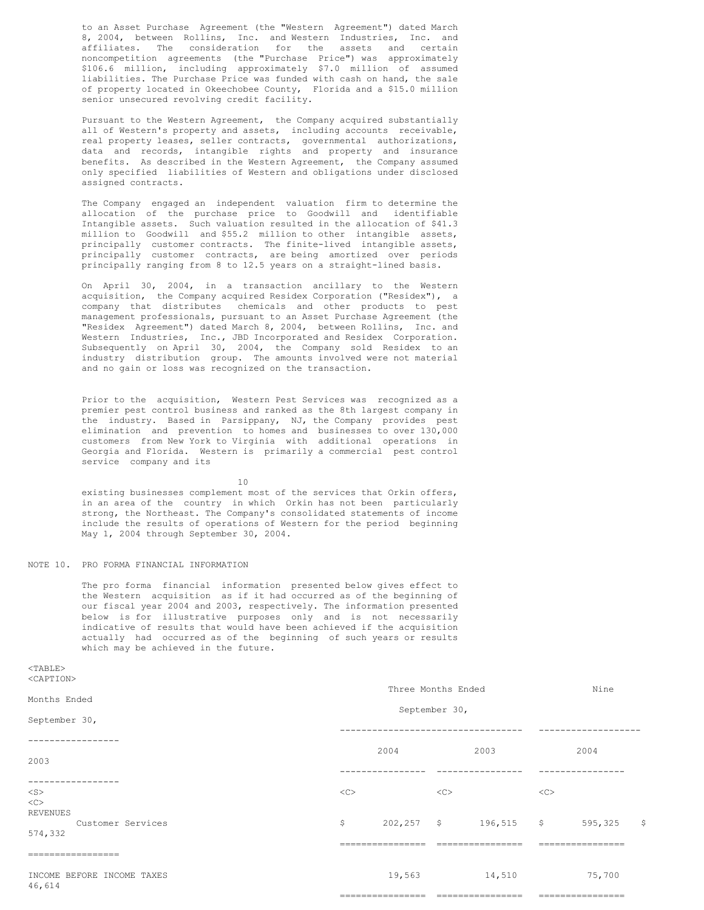to an Asset Purchase Agreement (the "Western Agreement") dated March 8, 2004, between Rollins, Inc. and Western Industries, Inc. and affiliates. The consideration for the assets and certain noncompetition agreements (the "Purchase Price") was approximately $106.6 million, including approximately $7.0 million of assumed liabilities. The Purchase Price was funded with cash on hand, the sale of property located in Okeechobee County, Florida and a $15.0 million senior unsecured revolving credit facility.

Pursuant to the Western Agreement, the Company acquired substantially all of Western's property and assets, including accounts receivable, real property leases, seller contracts, governmental authorizations, data and records, intangible rights and property and insurance benefits. As described in the Western Agreement, the Company assumed only specified liabilities of Western and obligations under disclosed assigned contracts.

The Company engaged an independent valuation firm to determine the allocation of the purchase price to Goodwill and identifiable Intangible assets. Such valuation resulted in the allocation of $41.3 million to Goodwill and $55.2 million to other intangible assets, principally customer contracts. The finite-lived intangible assets, principally customer contracts, are being amortized over periods principally ranging from 8 to 12.5 years on a straight-lined basis.

On April 30, 2004, in a transaction ancillary to the Western acquisition, the Company acquired Residex Corporation ("Residex"), a company that distributes chemicals and other products to pest management professionals, pursuant to an Asset Purchase Agreement (the "Residex Agreement") dated March 8, 2004, between Rollins, Inc. and Western Industries, Inc., JBD Incorporated and Residex Corporation. Subsequently on April 30, 2004, the Company sold Residex to an industry distribution group. The amounts involved were not material and no gain or loss was recognized on the transaction.

Prior to the acquisition, Western Pest Services was recognized as a premier pest control business and ranked as the 8th largest company in the industry. Based in Parsippany, NJ, the Company provides pest elimination and prevention to homes and businesses to over 130,000 customers from New York to Virginia with additional operations in Georgia and Florida. Western is primarily a commercial pest control service company and its existing businesses complement most of the services that Orkin offers, in an area of the country in which Orkin has not been particularly strong, the Northeast. The Company's consolidated statements of income include the results of operations of Western for the period beginning May 1, 2004 through September 30, 2004.

## NOTE 10. PRO FORMA FINANCIAL INFORMATION

The pro forma financial information presented below gives effect to the Western acquisition as if it had occurred as of the beginning of our fiscal year 2004 and 2003, respectively. The information presented below is for illustrative purposes only and is not necessarily indicative of results that would have been achieved if the acquisition actually had occurred as of the beginning of such years or results which may be achieved in the future.

| | Three Months Ended September 30, | | Nine Months Ended September 30, | |
|---|---|---|---|---|
| | 2004 | 2003 | 2004 | 2003 |
| REVENUES | | | | |
| Customer Services | $ 202,257 | $ 196,515 | $ 595,325 | $ 574,332 |
| INCOME BEFORE INCOME TAXES | 19,563 | 14,510 | 75,700 | 46,614 |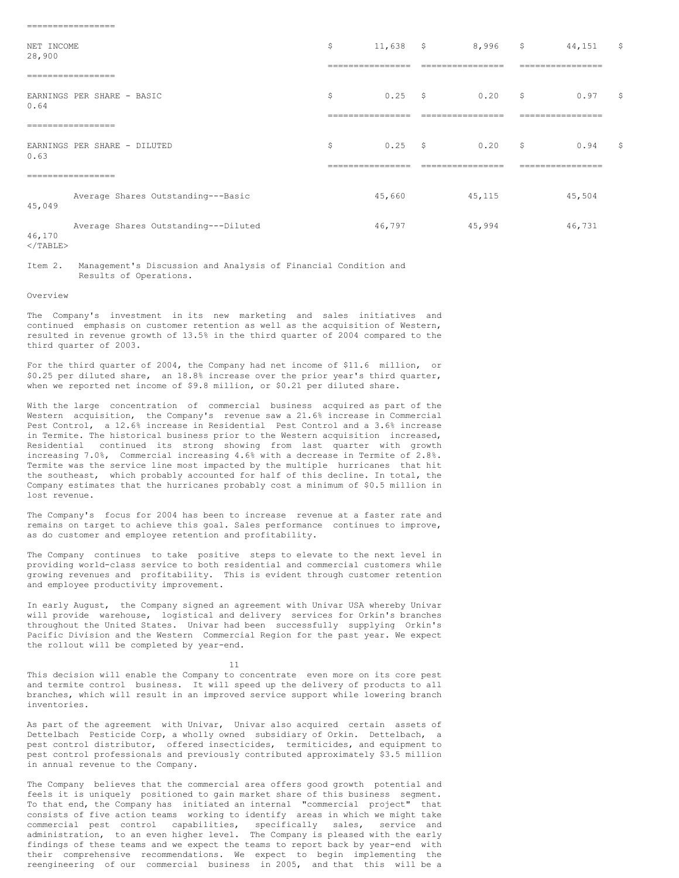| | | | | |
|---|---|---|---|---|
| NET INCOME | $ 11,638 | $ 8,996 | $ 44,151 | $ 28,900 |
| EARNINGS PER SHARE - BASIC | $ 0.25 | $ 0.20 | $ 0.97 | $ 0.64 |
| EARNINGS PER SHARE - DILUTED | $ 0.25 | $ 0.20 | $ 0.94 | $ 0.63 |
| Average Shares Outstanding---Basic | 45,660 | 45,115 | 45,504 | 45,049 |
| Average Shares Outstanding---Diluted | 46,797 | 45,994 | 46,731 | 46,170 |

Item 2. Management's Discussion and Analysis of Financial Condition and Results of Operations.

Overview

The Company's investment in its new marketing and sales initiatives and continued emphasis on customer retention as well as the acquisition of Western, resulted in revenue growth of 13.5% in the third quarter of 2004 compared to the third quarter of 2003.

For the third quarter of 2004, the Company had net income of $11.6 million, or $0.25 per diluted share, an 18.8% increase over the prior year's third quarter, when we reported net income of $9.8 million, or $0.21 per diluted share.

With the large concentration of commercial business acquired as part of the Western acquisition, the Company's revenue saw a 21.6% increase in Commercial Pest Control, a 12.6% increase in Residential Pest Control and a 3.6% increase in Termite. The historical business prior to the Western acquisition increased, Residential continued its strong showing from last quarter with growth increasing 7.0%, Commercial increasing 4.6% with a decrease in Termite of 2.8%. Termite was the service line most impacted by the multiple hurricanes that hit the southeast, which probably accounted for half of this decline. In total, the Company estimates that the hurricanes probably cost a minimum of $0.5 million in lost revenue.

The Company's focus for 2004 has been to increase revenue at a faster rate and remains on target to achieve this goal. Sales performance continues to improve, as do customer and employee retention and profitability.

The Company continues to take positive steps to elevate to the next level in providing world-class service to both residential and commercial customers while growing revenues and profitability. This is evident through customer retention and employee productivity improvement.

In early August, the Company signed an agreement with Univar USA whereby Univar will provide warehouse, logistical and delivery services for Orkin's branches throughout the United States. Univar had been successfully supplying Orkin's Pacific Division and the Western Commercial Region for the past year. We expect the rollout will be completed by year-end.

This decision will enable the Company to concentrate even more on its core pest and termite control business. It will speed up the delivery of products to all branches, which will result in an improved service support while lowering branch inventories.

As part of the agreement with Univar, Univar also acquired certain assets of Dettelbach Pesticide Corp, a wholly owned subsidiary of Orkin. Dettelbach, a pest control distributor, offered insecticides, termiticides, and equipment to pest control professionals and previously contributed approximately $3.5 million in annual revenue to the Company.

The Company believes that the commercial area offers good growth potential and feels it is uniquely positioned to gain market share of this business segment. To that end, the Company has initiated an internal "commercial project" that consists of five action teams working to identify areas in which we might take commercial pest control capabilities, specifically sales, service and administration, to an even higher level. The Company is pleased with the early findings of these teams and we expect the teams to report back by year-end with their comprehensive recommendations. We expect to begin implementing the reengineering of our commercial business in 2005, and that this will be a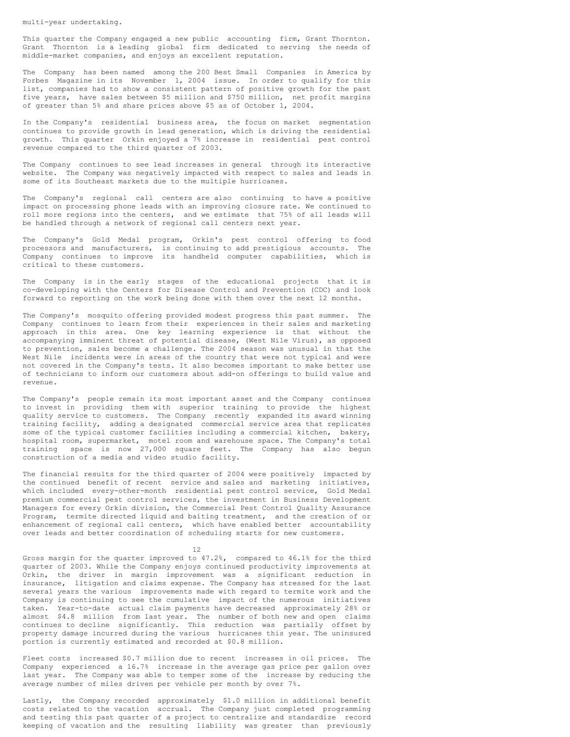multi-year undertaking.

This quarter the Company engaged a new public accounting firm, Grant Thornton. Grant Thornton is a leading global firm dedicated to serving the needs of middle-market companies, and enjoys an excellent reputation.

The Company has been named among the 200 Best Small Companies in America by Forbes Magazine in its November 1, 2004 issue. In order to qualify for this list, companies had to show a consistent pattern of positive growth for the past five years, have sales between $5 million and $750 million, net profit margins of greater than 5% and share prices above $5 as of October 1, 2004.

In the Company's residential business area, the focus on market segmentation continues to provide growth in lead generation, which is driving the residential growth. This quarter Orkin enjoyed a 7% increase in residential pest control revenue compared to the third quarter of 2003.

The Company continues to see lead increases in general through its interactive website. The Company was negatively impacted with respect to sales and leads in some of its Southeast markets due to the multiple hurricanes.

The Company's regional call centers are also continuing to have a positive impact on processing phone leads with an improving closure rate. We continued to roll more regions into the centers, and we estimate that 75% of all leads will be handled through a network of regional call centers next year.

The Company's Gold Medal program, Orkin's pest control offering to food processors and manufacturers, is continuing to add prestigious accounts. The Company continues to improve its handheld computer capabilities, which is critical to these customers.

The Company is in the early stages of the educational projects that it is co-developing with the Centers for Disease Control and Prevention (CDC) and look forward to reporting on the work being done with them over the next 12 months.

The Company's mosquito offering provided modest progress this past summer. The Company continues to learn from their experiences in their sales and marketing approach in this area. One key learning experience is that without the accompanying imminent threat of potential disease, (West Nile Virus), as opposed to prevention, sales become a challenge. The 2004 season was unusual in that the West Nile incidents were in areas of the country that were not typical and were not covered in the Company's tests. It also becomes important to make better use of technicians to inform our customers about add-on offerings to build value and revenue.

The Company's people remain its most important asset and the Company continues to invest in providing them with superior training to provide the highest quality service to customers. The Company recently expanded its award winning training facility, adding a designated commercial service area that replicates some of the typical customer facilities including a commercial kitchen, bakery, hospital room, supermarket, motel room and warehouse space. The Company's total training space is now 27,000 square feet. The Company has also begun construction of a media and video studio facility.

The financial results for the third quarter of 2004 were positively impacted by the continued benefit of recent service and sales and marketing initiatives, which included every-other-month residential pest control service, Gold Medal premium commercial pest control services, the investment in Business Development Managers for every Orkin division, the Commercial Pest Control Quality Assurance Program, termite directed liquid and baiting treatment, and the creation of or enhancement of regional call centers, which have enabled better accountability over leads and better coordination of scheduling starts for new customers.

Gross margin for the quarter improved to 47.2%, compared to 46.1% for the third quarter of 2003. While the Company enjoys continued productivity improvements at Orkin, the driver in margin improvement was a significant reduction in insurance, litigation and claims expense. The Company has stressed for the last several years the various improvements made with regard to termite work and the Company is continuing to see the cumulative impact of the numerous initiatives taken. Year-to-date actual claim payments have decreased approximately 28% or almost $4.8 million from last year. The number of both new and open claims continues to decline significantly. This reduction was partially offset by property damage incurred during the various hurricanes this year. The uninsured portion is currently estimated and recorded at $0.8 million.

Fleet costs increased $0.7 million due to recent increases in oil prices. The Company experienced a 16.7% increase in the average gas price per gallon over last year. The Company was able to temper some of the increase by reducing the average number of miles driven per vehicle per month by over 7%.

Lastly, the Company recorded approximately $1.0 million in additional benefit costs related to the vacation accrual. The Company just completed programming and testing this past quarter of a project to centralize and standardize record keeping of vacation and the resulting liability was greater than previously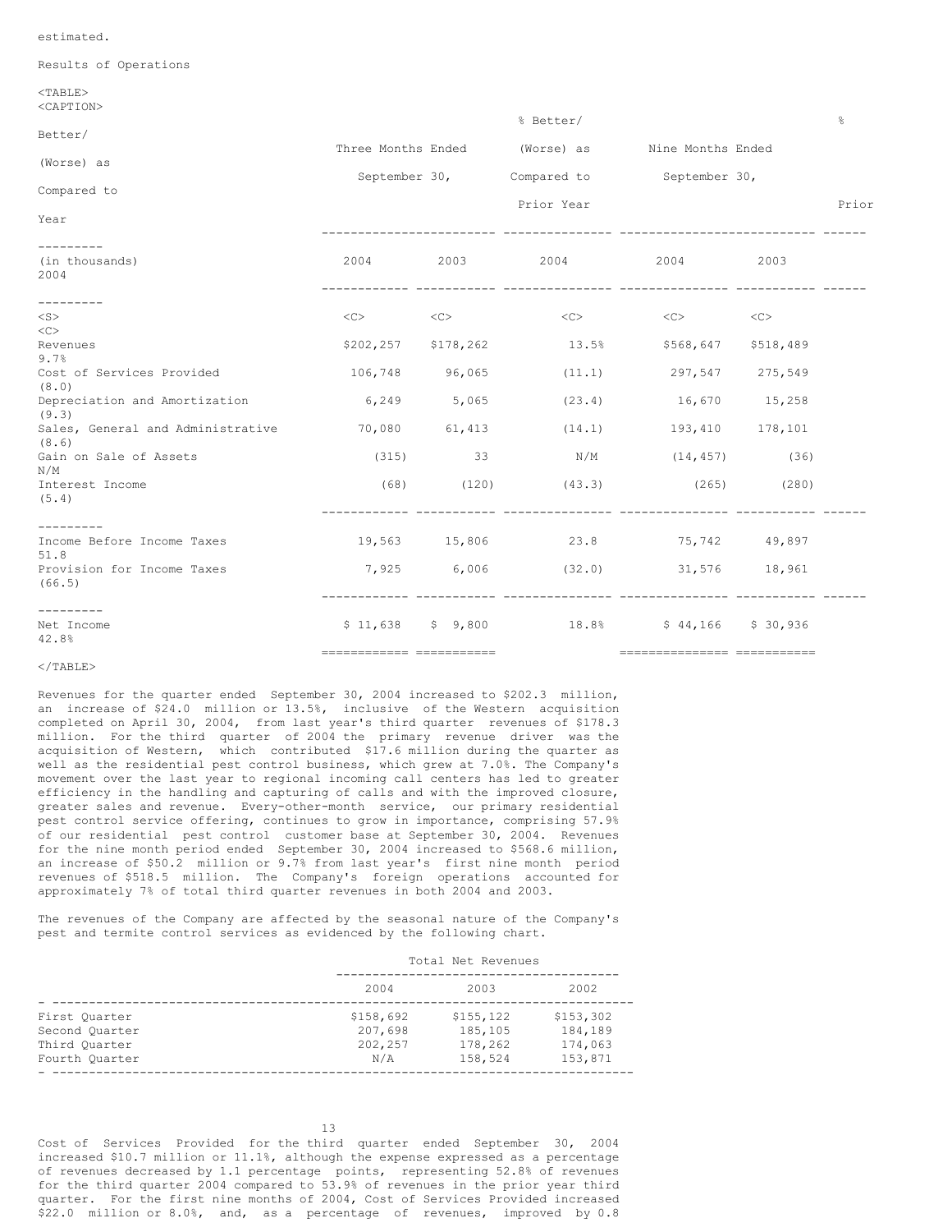estimated.

Results of Operations

| (in thousands) | Three Months Ended September 30, 2004 | Three Months Ended September 30, 2003 | % Better/ (Worse) as Compared to Prior Year 2004 | Nine Months Ended September 30, 2004 | Nine Months Ended September 30, 2003 | % Better/ (Worse) as Compared to Prior Year 2004 |
|---|---|---|---|---|---|---|
| Revenues | $202,257 | $178,262 | 13.5% | $568,647 | $518,489 | 9.7% |
| Cost of Services Provided | 106,748 | 96,065 | (11.1) | 297,547 | 275,549 | (8.0) |
| Depreciation and Amortization | 6,249 | 5,065 | (23.4) | 16,670 | 15,258 | (9.3) |
| Sales, General and Administrative | 70,080 | 61,413 | (14.1) | 193,410 | 178,101 | (8.6) |
| Gain on Sale of Assets | (315) | 33 | N/M | (14,457) | (36) | N/M |
| Interest Income | (68) | (120) | (43.3) | (265) | (280) | (5.4) |
| Income Before Income Taxes | 19,563 | 15,806 | 23.8 | 75,742 | 49,897 | 51.8 |
| Provision for Income Taxes | 7,925 | 6,006 | (32.0) | 31,576 | 18,961 | (66.5) |
| Net Income | $ 11,638 | $ 9,800 | 18.8% | $ 44,166 | $ 30,936 | 42.8% |

Revenues for the quarter ended September 30, 2004 increased to $202.3 million, an increase of $24.0 million or 13.5%, inclusive of the Western acquisition completed on April 30, 2004, from last year's third quarter revenues of $178.3 million. For the third quarter of 2004 the primary revenue driver was the acquisition of Western, which contributed $17.6 million during the quarter as well as the residential pest control business, which grew at 7.0%. The Company's movement over the last year to regional incoming call centers has led to greater efficiency in the handling and capturing of calls and with the improved closure, greater sales and revenue. Every-other-month service, our primary residential pest control service offering, continues to grow in importance, comprising 57.9% of our residential pest control customer base at September 30, 2004. Revenues for the nine month period ended September 30, 2004 increased to $568.6 million, an increase of $50.2 million or 9.7% from last year's first nine month period revenues of $518.5 million. The Company's foreign operations accounted for approximately 7% of total third quarter revenues in both 2004 and 2003.

The revenues of the Company are affected by the seasonal nature of the Company's pest and termite control services as evidenced by the following chart.

| | Total Net Revenues 2004 | 2003 | 2002 |
|---|---|---|---|
| First Quarter | $158,692 | $155,122 | $153,302 |
| Second Quarter | 207,698 | 185,105 | 184,189 |
| Third Quarter | 202,257 | 178,262 | 174,063 |
| Fourth Quarter | N/A | 158,524 | 153,871 |

Cost of Services Provided for the third quarter ended September 30, 2004 increased $10.7 million or 11.1%, although the expense expressed as a percentage of revenues decreased by 1.1 percentage points, representing 52.8% of revenues for the third quarter 2004 compared to 53.9% of revenues in the prior year third quarter. For the first nine months of 2004, Cost of Services Provided increased $22.0 million or 8.0%, and, as a percentage of revenues, improved by 0.8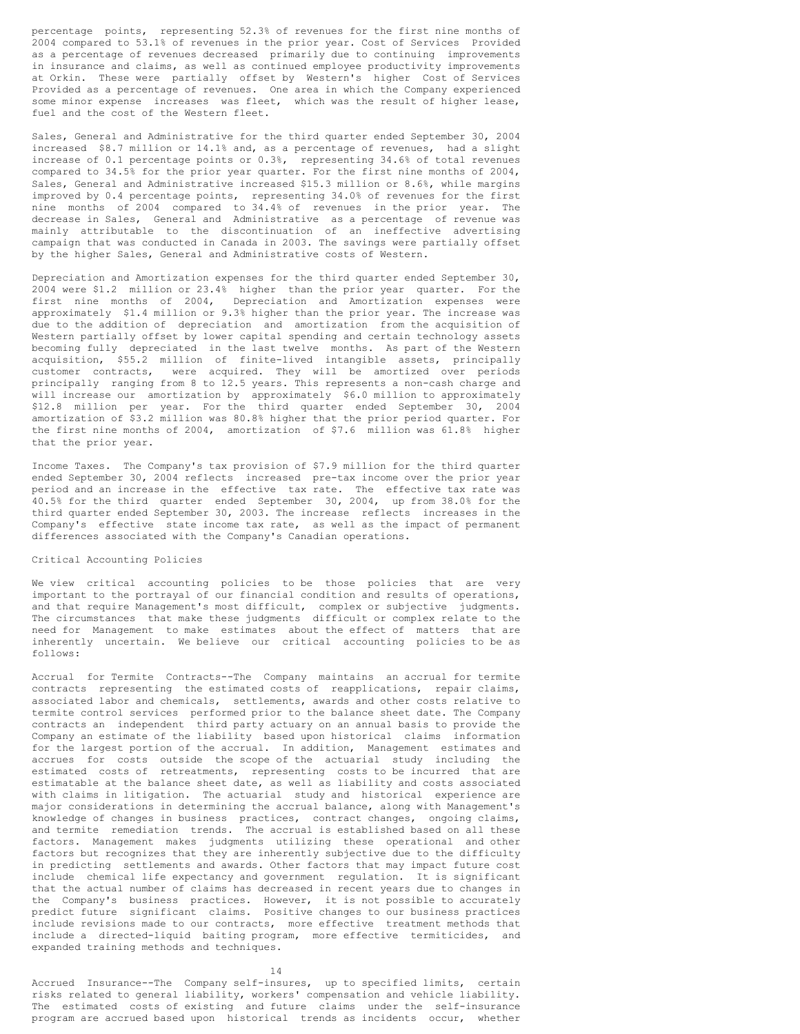percentage points, representing 52.3% of revenues for the first nine months of 2004 compared to 53.1% of revenues in the prior year. Cost of Services Provided as a percentage of revenues decreased primarily due to continuing improvements in insurance and claims, as well as continued employee productivity improvements at Orkin. These were partially offset by Western's higher Cost of Services Provided as a percentage of revenues. One area in which the Company experienced some minor expense increases was fleet, which was the result of higher lease, fuel and the cost of the Western fleet.

Sales, General and Administrative for the third quarter ended September 30, 2004 increased $8.7 million or 14.1% and, as a percentage of revenues, had a slight increase of 0.1 percentage points or 0.3%, representing 34.6% of total revenues compared to 34.5% for the prior year quarter. For the first nine months of 2004, Sales, General and Administrative increased $15.3 million or 8.6%, while margins improved by 0.4 percentage points, representing 34.0% of revenues for the first nine months of 2004 compared to 34.4% of revenues in the prior year. The decrease in Sales, General and Administrative as a percentage of revenue was mainly attributable to the discontinuation of an ineffective advertising campaign that was conducted in Canada in 2003. The savings were partially offset by the higher Sales, General and Administrative costs of Western.

Depreciation and Amortization expenses for the third quarter ended September 30, 2004 were $1.2 million or 23.4% higher than the prior year quarter. For the first nine months of 2004, Depreciation and Amortization expenses were approximately $1.4 million or 9.3% higher than the prior year. The increase was due to the addition of depreciation and amortization from the acquisition of Western partially offset by lower capital spending and certain technology assets becoming fully depreciated in the last twelve months. As part of the Western acquisition, $55.2 million of finite-lived intangible assets, principally customer contracts, were acquired. They will be amortized over periods principally ranging from 8 to 12.5 years. This represents a non-cash charge and will increase our amortization by approximately $6.0 million to approximately $12.8 million per year. For the third quarter ended September 30, 2004 amortization of $3.2 million was 80.8% higher that the prior period quarter. For the first nine months of 2004, amortization of $7.6 million was 61.8% higher that the prior year.

Income Taxes. The Company's tax provision of $7.9 million for the third quarter ended September 30, 2004 reflects increased pre-tax income over the prior year period and an increase in the effective tax rate. The effective tax rate was 40.5% for the third quarter ended September 30, 2004, up from 38.0% for the third quarter ended September 30, 2003. The increase reflects increases in the Company's effective state income tax rate, as well as the impact of permanent differences associated with the Company's Canadian operations.

## Critical Accounting Policies

We view critical accounting policies to be those policies that are very important to the portrayal of our financial condition and results of operations, and that require Management's most difficult, complex or subjective judgments. The circumstances that make these judgments difficult or complex relate to the need for Management to make estimates about the effect of matters that are inherently uncertain. We believe our critical accounting policies to be as follows:

Accrual for Termite Contracts--The Company maintains an accrual for termite contracts representing the estimated costs of reapplications, repair claims, associated labor and chemicals, settlements, awards and other costs relative to termite control services performed prior to the balance sheet date. The Company contracts an independent third party actuary on an annual basis to provide the Company an estimate of the liability based upon historical claims information for the largest portion of the accrual. In addition, Management estimates and accrues for costs outside the scope of the actuarial study including the estimated costs of retreatments, representing costs to be incurred that are estimatable at the balance sheet date, as well as liability and costs associated with claims in litigation. The actuarial study and historical experience are major considerations in determining the accrual balance, along with Management's knowledge of changes in business practices, contract changes, ongoing claims, and termite remediation trends. The accrual is established based on all these factors. Management makes judgments utilizing these operational and other factors but recognizes that they are inherently subjective due to the difficulty in predicting settlements and awards. Other factors that may impact future cost include chemical life expectancy and government regulation. It is significant that the actual number of claims has decreased in recent years due to changes in the Company's business practices. However, it is not possible to accurately predict future significant claims. Positive changes to our business practices include revisions made to our contracts, more effective treatment methods that include a directed-liquid baiting program, more effective termiticides, and expanded training methods and techniques.

Accrued Insurance--The Company self-insures, up to specified limits, certain risks related to general liability, workers' compensation and vehicle liability. The estimated costs of existing and future claims under the self-insurance program are accrued based upon historical trends as incidents occur, whether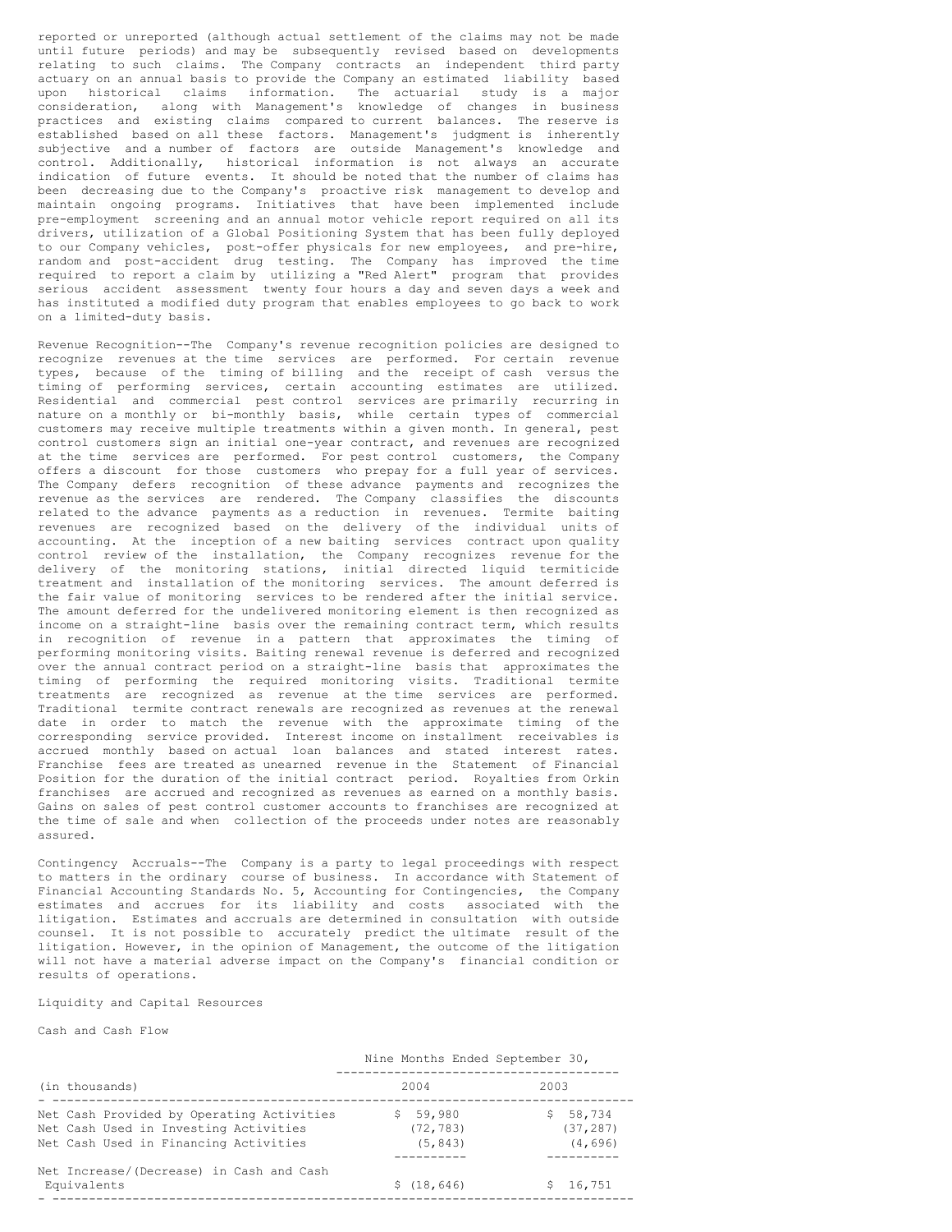reported or unreported (although actual settlement of the claims may not be made until future periods) and may be subsequently revised based on developments relating to such claims. The Company contracts an independent third party actuary on an annual basis to provide the Company an estimated liability based upon historical claims information. The actuarial study is a major consideration, along with Management's knowledge of changes in business practices and existing claims compared to current balances. The reserve is established based on all these factors. Management's judgment is inherently subjective and a number of factors are outside Management's knowledge and control. Additionally, historical information is not always an accurate indication of future events. It should be noted that the number of claims has been decreasing due to the Company's proactive risk management to develop and maintain ongoing programs. Initiatives that have been implemented include pre-employment screening and an annual motor vehicle report required on all its drivers, utilization of a Global Positioning System that has been fully deployed to our Company vehicles, post-offer physicals for new employees, and pre-hire, random and post-accident drug testing. The Company has improved the time required to report a claim by utilizing a "Red Alert" program that provides serious accident assessment twenty four hours a day and seven days a week and has instituted a modified duty program that enables employees to go back to work on a limited-duty basis.

Revenue Recognition--The Company's revenue recognition policies are designed to recognize revenues at the time services are performed. For certain revenue types, because of the timing of billing and the receipt of cash versus the timing of performing services, certain accounting estimates are utilized. Residential and commercial pest control services are primarily recurring in nature on a monthly or bi-monthly basis, while certain types of commercial customers may receive multiple treatments within a given month. In general, pest control customers sign an initial one-year contract, and revenues are recognized at the time services are performed. For pest control customers, the Company offers a discount for those customers who prepay for a full year of services. The Company defers recognition of these advance payments and recognizes the revenue as the services are rendered. The Company classifies the discounts related to the advance payments as a reduction in revenues. Termite baiting revenues are recognized based on the delivery of the individual units of accounting. At the inception of a new baiting services contract upon quality control review of the installation, the Company recognizes revenue for the delivery of the monitoring stations, initial directed liquid termiticide treatment and installation of the monitoring services. The amount deferred is the fair value of monitoring services to be rendered after the initial service. The amount deferred for the undelivered monitoring element is then recognized as income on a straight-line basis over the remaining contract term, which results in recognition of revenue in a pattern that approximates the timing of performing monitoring visits. Baiting renewal revenue is deferred and recognized over the annual contract period on a straight-line basis that approximates the timing of performing the required monitoring visits. Traditional termite treatments are recognized as revenue at the time services are performed. Traditional termite contract renewals are recognized as revenues at the renewal date in order to match the revenue with the approximate timing of the corresponding service provided. Interest income on installment receivables is accrued monthly based on actual loan balances and stated interest rates. Franchise fees are treated as unearned revenue in the Statement of Financial Position for the duration of the initial contract period. Royalties from Orkin franchises are accrued and recognized as revenues as earned on a monthly basis. Gains on sales of pest control customer accounts to franchises are recognized at the time of sale and when collection of the proceeds under notes are reasonably assured.

Contingency Accruals--The Company is a party to legal proceedings with respect to matters in the ordinary course of business. In accordance with Statement of Financial Accounting Standards No. 5, Accounting for Contingencies, the Company estimates and accrues for its liability and costs associated with the litigation. Estimates and accruals are determined in consultation with outside counsel. It is not possible to accurately predict the ultimate result of the litigation. However, in the opinion of Management, the outcome of the litigation will not have a material adverse impact on the Company's financial condition or results of operations.

## Liquidity and Capital Resources

### Cash and Cash Flow

| (in thousands) | Nine Months Ended September 30, 2004 | 2003 |
|---|---|---|
| Net Cash Provided by Operating Activities | $ 59,980 | $ 58,734 |
| Net Cash Used in Investing Activities | (72,783) | (37,287) |
| Net Cash Used in Financing Activities | (5,843) | (4,696) |
| Net Increase/(Decrease) in Cash and Cash Equivalents | $ (18,646) | $ 16,751 |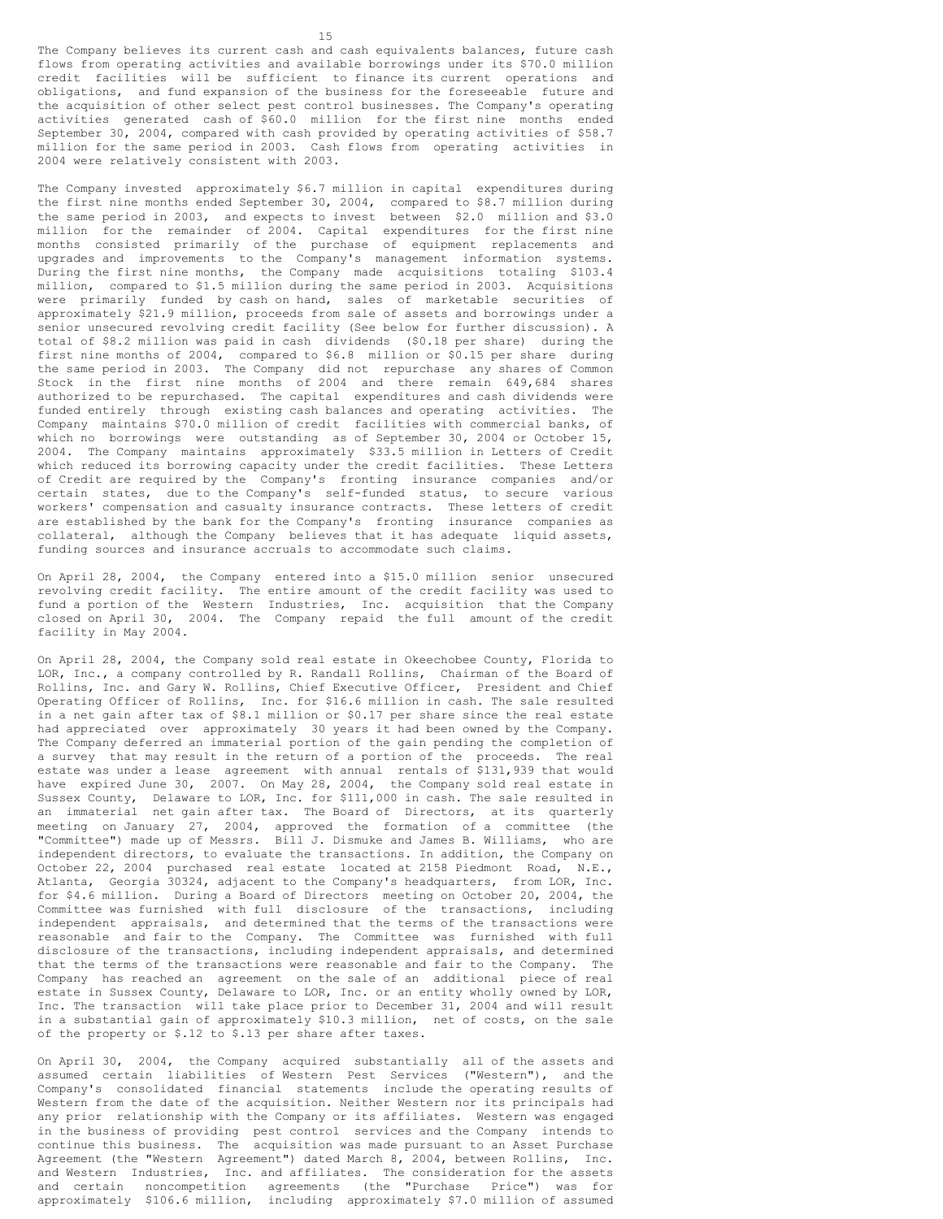The Company believes its current cash and cash equivalents balances, future cash flows from operating activities and available borrowings under its $70.0 million credit facilities will be sufficient to finance its current operations and obligations, and fund expansion of the business for the foreseeable future and the acquisition of other select pest control businesses. The Company's operating activities generated cash of $60.0 million for the first nine months ended September 30, 2004, compared with cash provided by operating activities of $58.7 million for the same period in 2003. Cash flows from operating activities in 2004 were relatively consistent with 2003.

The Company invested approximately $6.7 million in capital expenditures during the first nine months ended September 30, 2004, compared to $8.7 million during the same period in 2003, and expects to invest between $2.0 million and $3.0 million for the remainder of 2004. Capital expenditures for the first nine months consisted primarily of the purchase of equipment replacements and upgrades and improvements to the Company's management information systems. During the first nine months, the Company made acquisitions totaling $103.4 million, compared to $1.5 million during the same period in 2003. Acquisitions were primarily funded by cash on hand, sales of marketable securities of approximately $21.9 million, proceeds from sale of assets and borrowings under a senior unsecured revolving credit facility (See below for further discussion). A total of $8.2 million was paid in cash dividends ($0.18 per share) during the first nine months of 2004, compared to $6.8 million or $0.15 per share during the same period in 2003. The Company did not repurchase any shares of Common Stock in the first nine months of 2004 and there remain 649,684 shares authorized to be repurchased. The capital expenditures and cash dividends were funded entirely through existing cash balances and operating activities. The Company maintains $70.0 million of credit facilities with commercial banks, of which no borrowings were outstanding as of September 30, 2004 or October 15, 2004. The Company maintains approximately $33.5 million in Letters of Credit which reduced its borrowing capacity under the credit facilities. These Letters of Credit are required by the Company's fronting insurance companies and/or certain states, due to the Company's self-funded status, to secure various workers' compensation and casualty insurance contracts. These letters of credit are established by the bank for the Company's fronting insurance companies as collateral, although the Company believes that it has adequate liquid assets, funding sources and insurance accruals to accommodate such claims.

On April 28, 2004, the Company entered into a $15.0 million senior unsecured revolving credit facility. The entire amount of the credit facility was used to fund a portion of the Western Industries, Inc. acquisition that the Company closed on April 30, 2004. The Company repaid the full amount of the credit facility in May 2004.

On April 28, 2004, the Company sold real estate in Okeechobee County, Florida to LOR, Inc., a company controlled by R. Randall Rollins, Chairman of the Board of Rollins, Inc. and Gary W. Rollins, Chief Executive Officer, President and Chief Operating Officer of Rollins, Inc. for $16.6 million in cash. The sale resulted in a net gain after tax of $8.1 million or $0.17 per share since the real estate had appreciated over approximately 30 years it had been owned by the Company. The Company deferred an immaterial portion of the gain pending the completion of a survey that may result in the return of a portion of the proceeds. The real estate was under a lease agreement with annual rentals of $131,939 that would have expired June 30, 2007. On May 28, 2004, the Company sold real estate in Sussex County, Delaware to LOR, Inc. for $111,000 in cash. The sale resulted in an immaterial net gain after tax. The Board of Directors, at its quarterly meeting on January 27, 2004, approved the formation of a committee (the "Committee") made up of Messrs. Bill J. Dismuke and James B. Williams, who are independent directors, to evaluate the transactions. In addition, the Company on October 22, 2004 purchased real estate located at 2158 Piedmont Road, N.E., Atlanta, Georgia 30324, adjacent to the Company's headquarters, from LOR, Inc. for $4.6 million. During a Board of Directors meeting on October 20, 2004, the Committee was furnished with full disclosure of the transactions, including independent appraisals, and determined that the terms of the transactions were reasonable and fair to the Company. The Committee was furnished with full disclosure of the transactions, including independent appraisals, and determined that the terms of the transactions were reasonable and fair to the Company. The Company has reached an agreement on the sale of an additional piece of real estate in Sussex County, Delaware to LOR, Inc. or an entity wholly owned by LOR, Inc. The transaction will take place prior to December 31, 2004 and will result in a substantial gain of approximately $10.3 million, net of costs, on the sale of the property or $.12 to $.13 per share after taxes.

On April 30, 2004, the Company acquired substantially all of the assets and assumed certain liabilities of Western Pest Services ("Western"), and the Company's consolidated financial statements include the operating results of Western from the date of the acquisition. Neither Western nor its principals had any prior relationship with the Company or its affiliates. Western was engaged in the business of providing pest control services and the Company intends to continue this business. The acquisition was made pursuant to an Asset Purchase Agreement (the "Western Agreement") dated March 8, 2004, between Rollins, Inc. and Western Industries, Inc. and affiliates. The consideration for the assets and certain noncompetition agreements (the "Purchase Price") was for approximately $106.6 million, including approximately $7.0 million of assumed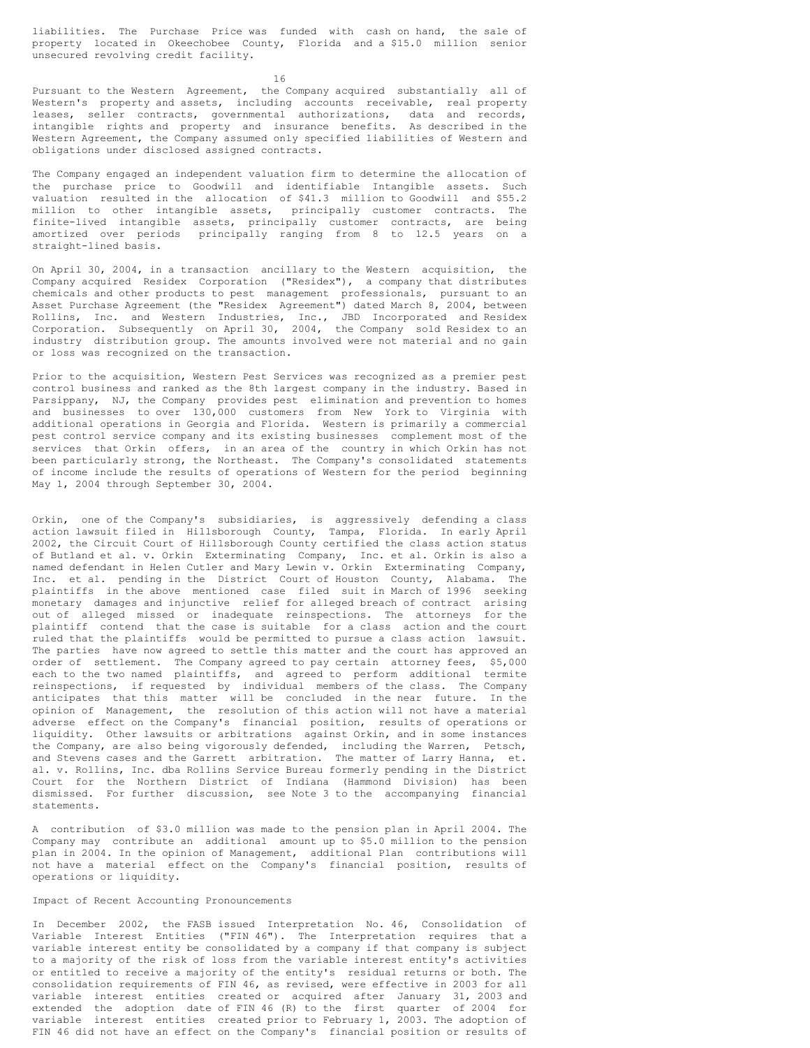liabilities. The Purchase Price was funded with cash on hand, the sale of property located in Okeechobee County, Florida and a $15.0 million senior unsecured revolving credit facility.

Pursuant to the Western Agreement, the Company acquired substantially all of Western's property and assets, including accounts receivable, real property leases, seller contracts, governmental authorizations, data and records, intangible rights and property and insurance benefits. As described in the Western Agreement, the Company assumed only specified liabilities of Western and obligations under disclosed assigned contracts.

The Company engaged an independent valuation firm to determine the allocation of the purchase price to Goodwill and identifiable Intangible assets. Such valuation resulted in the allocation of $41.3 million to Goodwill and $55.2 million to other intangible assets, principally customer contracts. The finite-lived intangible assets, principally customer contracts, are being amortized over periods principally ranging from 8 to 12.5 years on a straight-lined basis.

On April 30, 2004, in a transaction ancillary to the Western acquisition, the Company acquired Residex Corporation ("Residex"), a company that distributes chemicals and other products to pest management professionals, pursuant to an Asset Purchase Agreement (the "Residex Agreement") dated March 8, 2004, between Rollins, Inc. and Western Industries, Inc., JBD Incorporated and Residex Corporation. Subsequently on April 30, 2004, the Company sold Residex to an industry distribution group. The amounts involved were not material and no gain or loss was recognized on the transaction.

Prior to the acquisition, Western Pest Services was recognized as a premier pest control business and ranked as the 8th largest company in the industry. Based in Parsippany, NJ, the Company provides pest elimination and prevention to homes and businesses to over 130,000 customers from New York to Virginia with additional operations in Georgia and Florida. Western is primarily a commercial pest control service company and its existing businesses complement most of the services that Orkin offers, in an area of the country in which Orkin has not been particularly strong, the Northeast. The Company's consolidated statements of income include the results of operations of Western for the period beginning May 1, 2004 through September 30, 2004.

Orkin, one of the Company's subsidiaries, is aggressively defending a class action lawsuit filed in Hillsborough County, Tampa, Florida. In early April 2002, the Circuit Court of Hillsborough County certified the class action status of Butland et al. v. Orkin Exterminating Company, Inc. et al. Orkin is also a named defendant in Helen Cutler and Mary Lewin v. Orkin Exterminating Company, Inc. et al. pending in the District Court of Houston County, Alabama. The plaintiffs in the above mentioned case filed suit in March of 1996 seeking monetary damages and injunctive relief for alleged breach of contract arising out of alleged missed or inadequate reinspections. The attorneys for the plaintiff contend that the case is suitable for a class action and the court ruled that the plaintiffs would be permitted to pursue a class action lawsuit. The parties have now agreed to settle this matter and the court has approved an order of settlement. The Company agreed to pay certain attorney fees, $5,000 each to the two named plaintiffs, and agreed to perform additional termite reinspections, if requested by individual members of the class. The Company anticipates that this matter will be concluded in the near future. In the opinion of Management, the resolution of this action will not have a material adverse effect on the Company's financial position, results of operations or liquidity. Other lawsuits or arbitrations against Orkin, and in some instances the Company, are also being vigorously defended, including the Warren, Petsch, and Stevens cases and the Garrett arbitration. The matter of Larry Hanna, et. al. v. Rollins, Inc. dba Rollins Service Bureau formerly pending in the District Court for the Northern District of Indiana (Hammond Division) has been dismissed. For further discussion, see Note 3 to the accompanying financial statements.

A contribution of $3.0 million was made to the pension plan in April 2004. The Company may contribute an additional amount up to $5.0 million to the pension plan in 2004. In the opinion of Management, additional Plan contributions will not have a material effect on the Company's financial position, results of operations or liquidity.

## Impact of Recent Accounting Pronouncements

In December 2002, the FASB issued Interpretation No. 46, Consolidation of Variable Interest Entities ("FIN 46"). The Interpretation requires that a variable interest entity be consolidated by a company if that company is subject to a majority of the risk of loss from the variable interest entity's activities or entitled to receive a majority of the entity's residual returns or both. The consolidation requirements of FIN 46, as revised, were effective in 2003 for all variable interest entities created or acquired after January 31, 2003 and extended the adoption date of FIN 46 (R) to the first quarter of 2004 for variable interest entities created prior to February 1, 2003. The adoption of FIN 46 did not have an effect on the Company's financial position or results of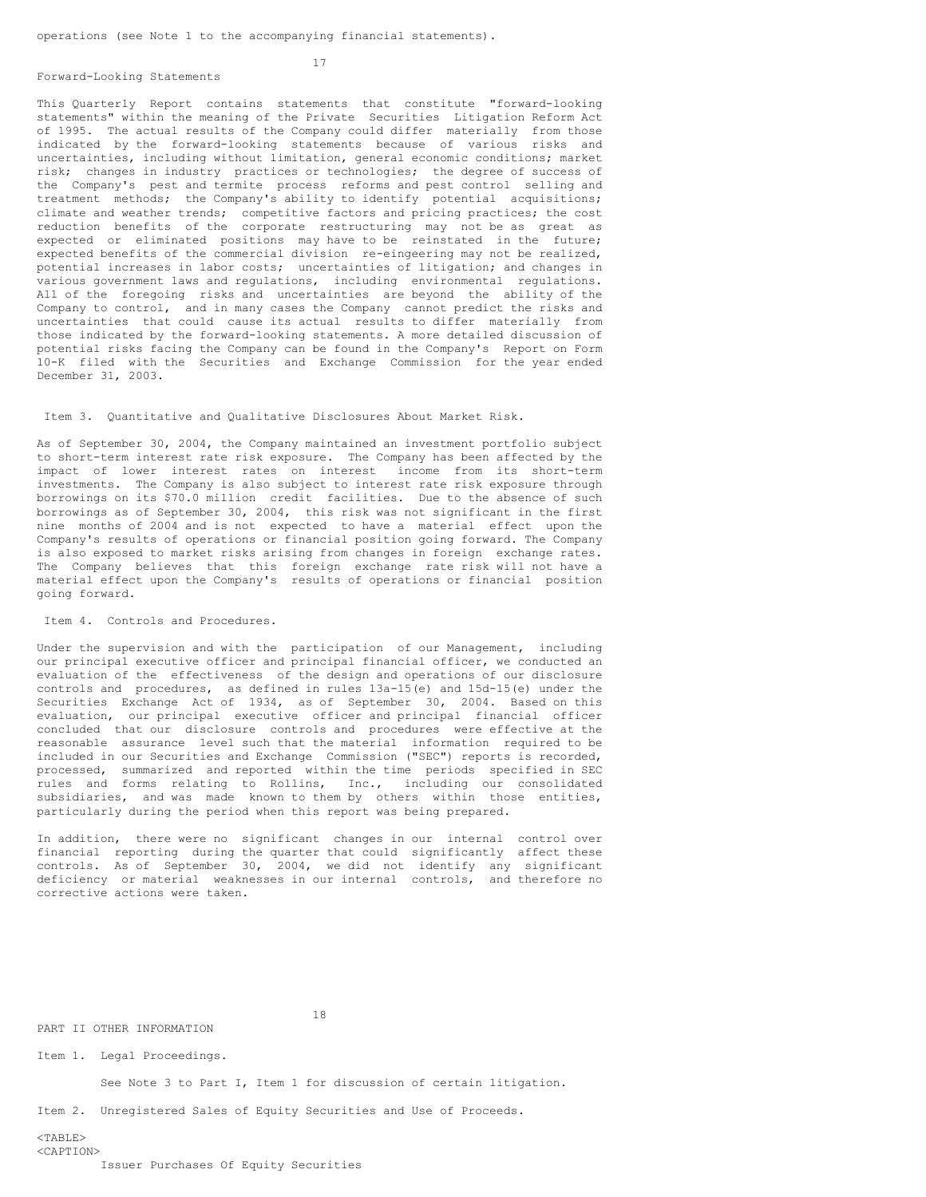operations (see Note 1 to the accompanying financial statements).

Forward-Looking Statements

This Quarterly Report contains statements that constitute "forward-looking statements" within the meaning of the Private Securities Litigation Reform Act of 1995. The actual results of the Company could differ materially from those indicated by the forward-looking statements because of various risks and uncertainties, including without limitation, general economic conditions; market risk; changes in industry practices or technologies; the degree of success of the Company's pest and termite process reforms and pest control selling and treatment methods; the Company's ability to identify potential acquisitions; climate and weather trends; competitive factors and pricing practices; the cost reduction benefits of the corporate restructuring may not be as great as expected or eliminated positions may have to be reinstated in the future; expected benefits of the commercial division re-eingeering may not be realized, potential increases in labor costs; uncertainties of litigation; and changes in various government laws and regulations, including environmental regulations. All of the foregoing risks and uncertainties are beyond the ability of the Company to control, and in many cases the Company cannot predict the risks and uncertainties that could cause its actual results to differ materially from those indicated by the forward-looking statements. A more detailed discussion of potential risks facing the Company can be found in the Company's Report on Form 10-K filed with the Securities and Exchange Commission for the year ended December 31, 2003.

## Item 3. Quantitative and Qualitative Disclosures About Market Risk.

As of September 30, 2004, the Company maintained an investment portfolio subject to short-term interest rate risk exposure. The Company has been affected by the impact of lower interest rates on interest income from its short-term investments. The Company is also subject to interest rate risk exposure through borrowings on its $70.0 million credit facilities. Due to the absence of such borrowings as of September 30, 2004, this risk was not significant in the first nine months of 2004 and is not expected to have a material effect upon the Company's results of operations or financial position going forward. The Company is also exposed to market risks arising from changes in foreign exchange rates. The Company believes that this foreign exchange rate risk will not have a material effect upon the Company's results of operations or financial position going forward.

## Item 4. Controls and Procedures.

Under the supervision and with the participation of our Management, including our principal executive officer and principal financial officer, we conducted an evaluation of the effectiveness of the design and operations of our disclosure controls and procedures, as defined in rules 13a-15(e) and 15d-15(e) under the Securities Exchange Act of 1934, as of September 30, 2004. Based on this evaluation, our principal executive officer and principal financial officer concluded that our disclosure controls and procedures were effective at the reasonable assurance level such that the material information required to be included in our Securities and Exchange Commission ("SEC") reports is recorded, processed, summarized and reported within the time periods specified in SEC rules and forms relating to Rollins, Inc., including our consolidated subsidiaries, and was made known to them by others within those entities, particularly during the period when this report was being prepared.

In addition, there were no significant changes in our internal control over financial reporting during the quarter that could significantly affect these controls. As of September 30, 2004, we did not identify any significant deficiency or material weaknesses in our internal controls, and therefore no corrective actions were taken.

# PART II OTHER INFORMATION

## Item 1. Legal Proceedings.

See Note 3 to Part I, Item 1 for discussion of certain litigation.

## Item 2. Unregistered Sales of Equity Securities and Use of Proceeds.

Issuer Purchases Of Equity Securities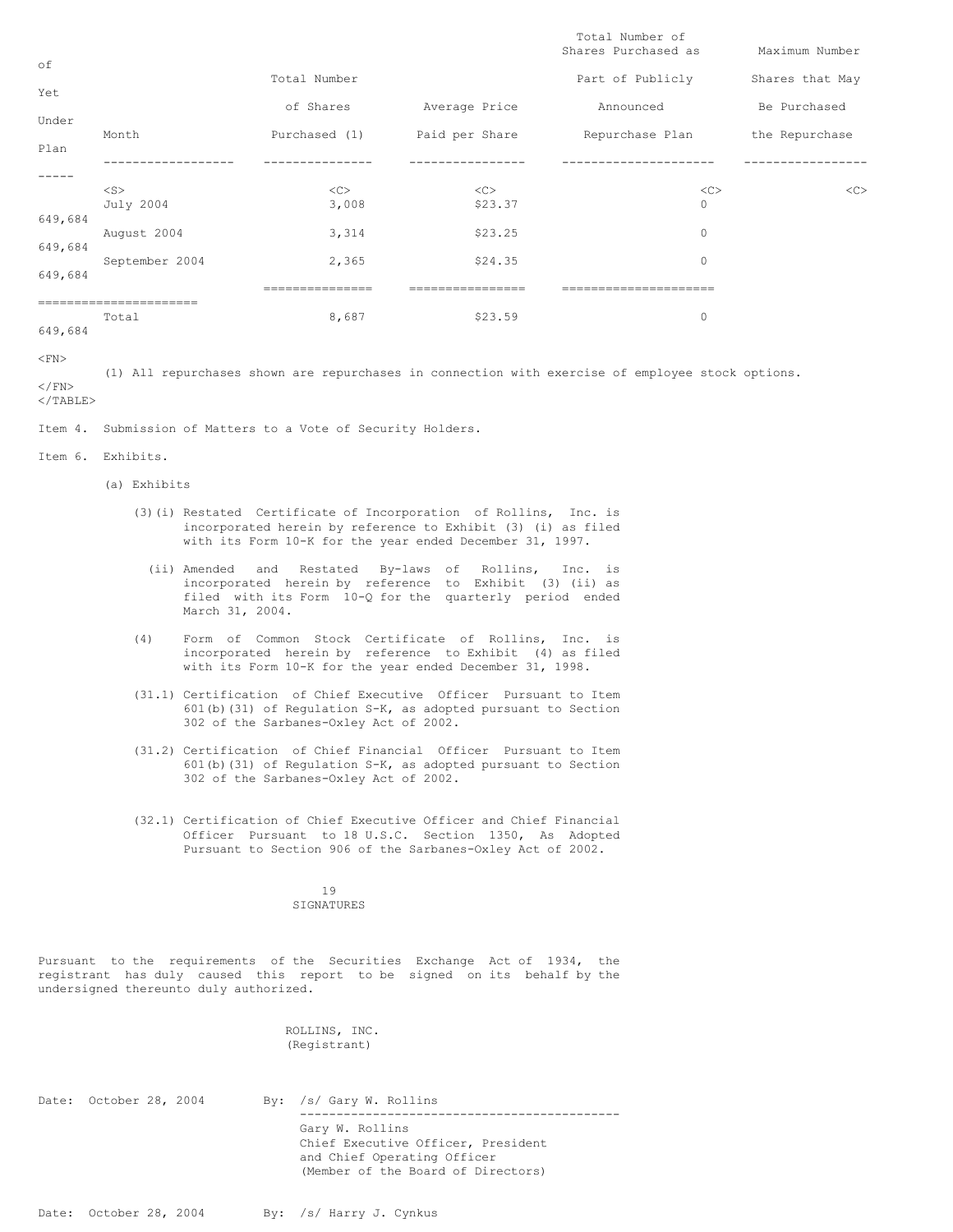| Month | Total Number of Shares Purchased (1) | Average Price Paid per Share | Total Number of Shares Purchased as Part of Publicly Announced Repurchase Plan | Maximum Number of Shares that May Yet Be Purchased Under the Repurchase Plan |
|---|---|---|---|---|
| July 2004 | 3,008 | $23.37 | 0 | 649,684 |
| August 2004 | 3,314 | $23.25 | 0 | 649,684 |
| September 2004 | 2,365 | $24.35 | 0 | 649,684 |
| Total | 8,687 | $23.59 | 0 | 649,684 |

(1) All repurchases shown are repurchases in connection with exercise of employee stock options.

Item 4. Submission of Matters to a Vote of Security Holders.

Item 6. Exhibits.

(a) Exhibits

(3)(i) Restated Certificate of Incorporation of Rollins, Inc. is incorporated herein by reference to Exhibit (3) (i) as filed with its Form 10-K for the year ended December 31, 1997.

(ii) Amended and Restated By-laws of Rollins, Inc. is incorporated herein by reference to Exhibit (3) (ii) as filed with its Form 10-Q for the quarterly period ended March 31, 2004.

(4) Form of Common Stock Certificate of Rollins, Inc. is incorporated herein by reference to Exhibit (4) as filed with its Form 10-K for the year ended December 31, 1998.

(31.1) Certification of Chief Executive Officer Pursuant to Item 601(b)(31) of Regulation S-K, as adopted pursuant to Section 302 of the Sarbanes-Oxley Act of 2002.

(31.2) Certification of Chief Financial Officer Pursuant to Item 601(b)(31) of Regulation S-K, as adopted pursuant to Section 302 of the Sarbanes-Oxley Act of 2002.

(32.1) Certification of Chief Executive Officer and Chief Financial Officer Pursuant to 18 U.S.C. Section 1350, As Adopted Pursuant to Section 906 of the Sarbanes-Oxley Act of 2002.

## SIGNATURES

Pursuant to the requirements of the Securities Exchange Act of 1934, the registrant has duly caused this report to be signed on its behalf by the undersigned thereunto duly authorized.

ROLLINS, INC.
(Registrant)

Date: October 28, 2004 By: /s/ Gary W. Rollins

Gary W. Rollins
Chief Executive Officer, President
and Chief Operating Officer
(Member of the Board of Directors)

Date: October 28, 2004 By: /s/ Harry J. Cynkus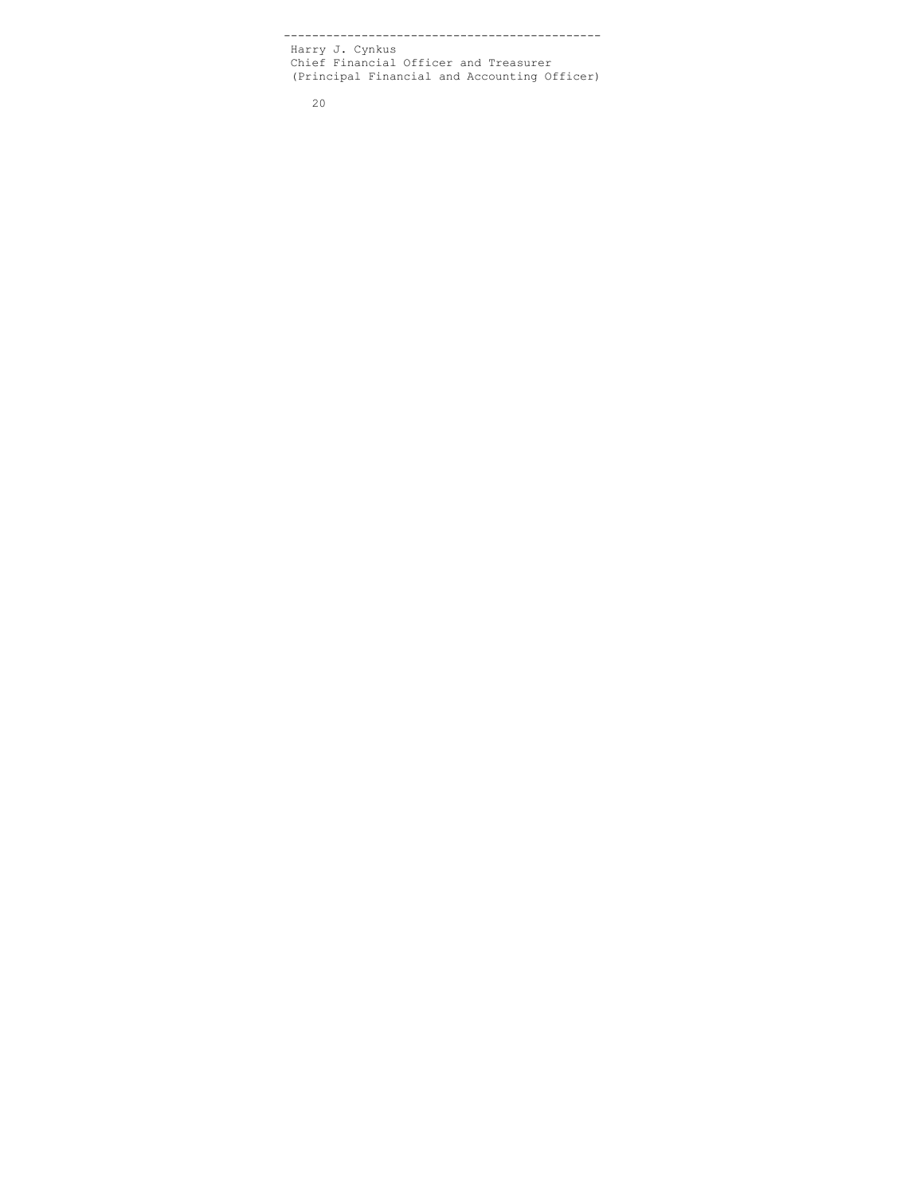---------------------------------------------

Harry J. Cynkus
Chief Financial Officer and Treasurer
(Principal Financial and Accounting Officer)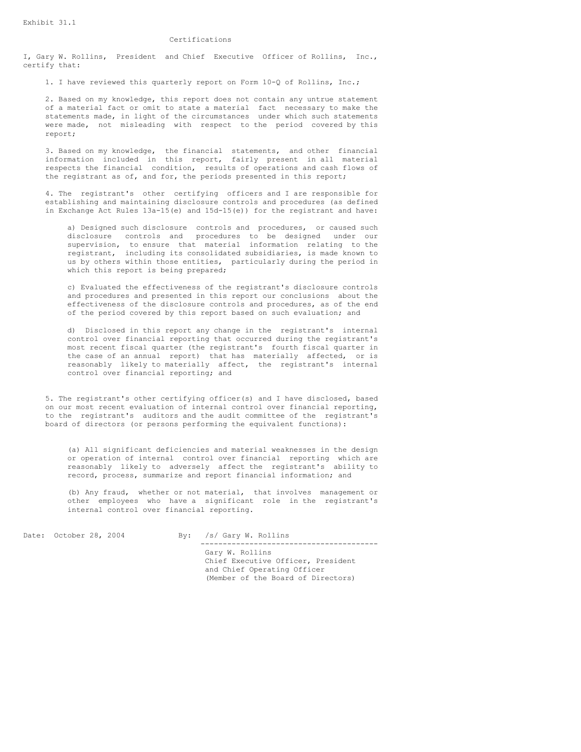Exhibit 31.1

Certifications

I, Gary W. Rollins, President and Chief Executive Officer of Rollins, Inc., certify that:

1. I have reviewed this quarterly report on Form 10-Q of Rollins, Inc.;

2. Based on my knowledge, this report does not contain any untrue statement of a material fact or omit to state a material fact necessary to make the statements made, in light of the circumstances under which such statements were made, not misleading with respect to the period covered by this report;

3. Based on my knowledge, the financial statements, and other financial information included in this report, fairly present in all material respects the financial condition, results of operations and cash flows of the registrant as of, and for, the periods presented in this report;

4. The registrant's other certifying officers and I are responsible for establishing and maintaining disclosure controls and procedures (as defined in Exchange Act Rules 13a-15(e) and 15d-15(e)) for the registrant and have:

a) Designed such disclosure controls and procedures, or caused such disclosure controls and procedures to be designed under our supervision, to ensure that material information relating to the registrant, including its consolidated subsidiaries, is made known to us by others within those entities, particularly during the period in which this report is being prepared;

c) Evaluated the effectiveness of the registrant's disclosure controls and procedures and presented in this report our conclusions about the effectiveness of the disclosure controls and procedures, as of the end of the period covered by this report based on such evaluation; and

d) Disclosed in this report any change in the registrant's internal control over financial reporting that occurred during the registrant's most recent fiscal quarter (the registrant's fourth fiscal quarter in the case of an annual report) that has materially affected, or is reasonably likely to materially affect, the registrant's internal control over financial reporting; and

5. The registrant's other certifying officer(s) and I have disclosed, based on our most recent evaluation of internal control over financial reporting, to the registrant's auditors and the audit committee of the registrant's board of directors (or persons performing the equivalent functions):

(a) All significant deficiencies and material weaknesses in the design or operation of internal control over financial reporting which are reasonably likely to adversely affect the registrant's ability to record, process, summarize and report financial information; and

(b) Any fraud, whether or not material, that involves management or other employees who have a significant role in the registrant's internal control over financial reporting.

Date: October 28, 2004

By: /s/ Gary W. Rollins

Gary W. Rollins
Chief Executive Officer, President
and Chief Operating Officer
(Member of the Board of Directors)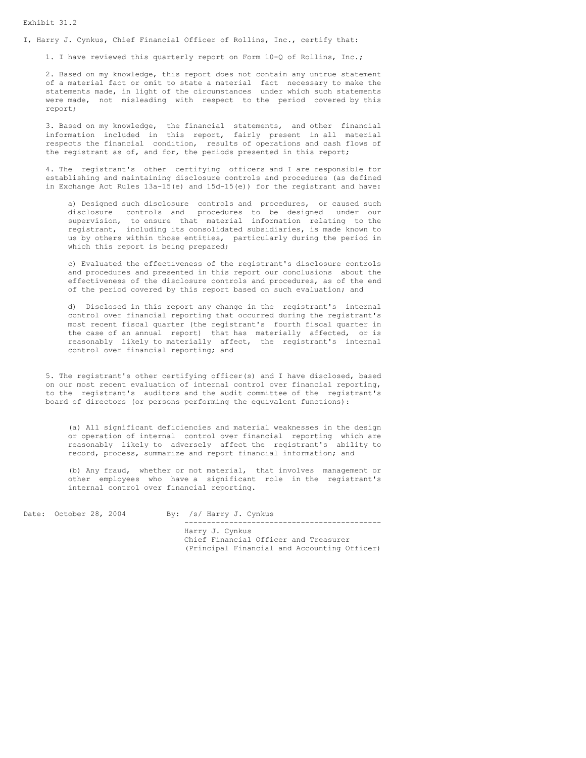Exhibit 31.2

I, Harry J. Cynkus, Chief Financial Officer of Rollins, Inc., certify that:

1. I have reviewed this quarterly report on Form 10-Q of Rollins, Inc.;

2. Based on my knowledge, this report does not contain any untrue statement of a material fact or omit to state a material fact necessary to make the statements made, in light of the circumstances under which such statements were made, not misleading with respect to the period covered by this report;

3. Based on my knowledge, the financial statements, and other financial information included in this report, fairly present in all material respects the financial condition, results of operations and cash flows of the registrant as of, and for, the periods presented in this report;

4. The registrant's other certifying officers and I are responsible for establishing and maintaining disclosure controls and procedures (as defined in Exchange Act Rules 13a-15(e) and 15d-15(e)) for the registrant and have:

   a) Designed such disclosure controls and procedures, or caused such disclosure controls and procedures to be designed under our supervision, to ensure that material information relating to the registrant, including its consolidated subsidiaries, is made known to us by others within those entities, particularly during the period in which this report is being prepared;

   c) Evaluated the effectiveness of the registrant's disclosure controls and procedures and presented in this report our conclusions about the effectiveness of the disclosure controls and procedures, as of the end of the period covered by this report based on such evaluation; and

   d) Disclosed in this report any change in the registrant's internal control over financial reporting that occurred during the registrant's most recent fiscal quarter (the registrant's fourth fiscal quarter in the case of an annual report) that has materially affected, or is reasonably likely to materially affect, the registrant's internal control over financial reporting; and

5. The registrant's other certifying officer(s) and I have disclosed, based on our most recent evaluation of internal control over financial reporting, to the registrant's auditors and the audit committee of the registrant's board of directors (or persons performing the equivalent functions):

   (a) All significant deficiencies and material weaknesses in the design or operation of internal control over financial reporting which are reasonably likely to adversely affect the registrant's ability to record, process, summarize and report financial information; and

   (b) Any fraud, whether or not material, that involves management or other employees who have a significant role in the registrant's internal control over financial reporting.

Date: October 28, 2004

By: /s/ Harry J. Cynkus

Harry J. Cynkus
Chief Financial Officer and Treasurer
(Principal Financial and Accounting Officer)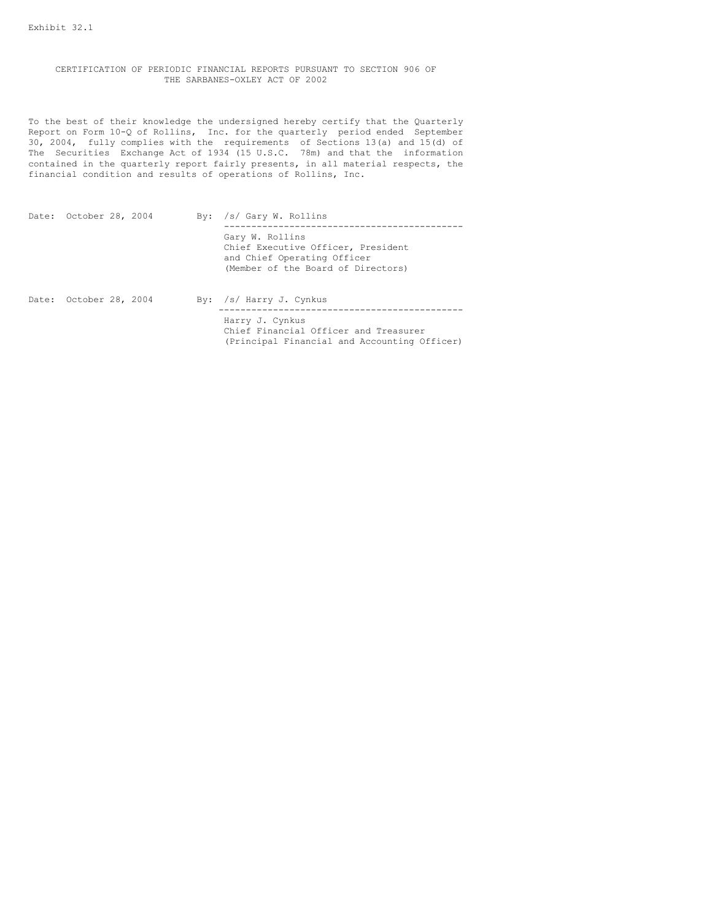Exhibit 32.1

CERTIFICATION OF PERIODIC FINANCIAL REPORTS PURSUANT TO SECTION 906 OF THE SARBANES-OXLEY ACT OF 2002

To the best of their knowledge the undersigned hereby certify that the Quarterly Report on Form 10-Q of Rollins, Inc. for the quarterly period ended September 30, 2004, fully complies with the requirements of Sections 13(a) and 15(d) of The Securities Exchange Act of 1934 (15 U.S.C. 78m) and that the information contained in the quarterly report fairly presents, in all material respects, the financial condition and results of operations of Rollins, Inc.

Date: October 28, 2004

By: /s/ Gary W. Rollins

Gary W. Rollins
Chief Executive Officer, President
and Chief Operating Officer
(Member of the Board of Directors)

Date: October 28, 2004

By: /s/ Harry J. Cynkus

Harry J. Cynkus
Chief Financial Officer and Treasurer
(Principal Financial and Accounting Officer)